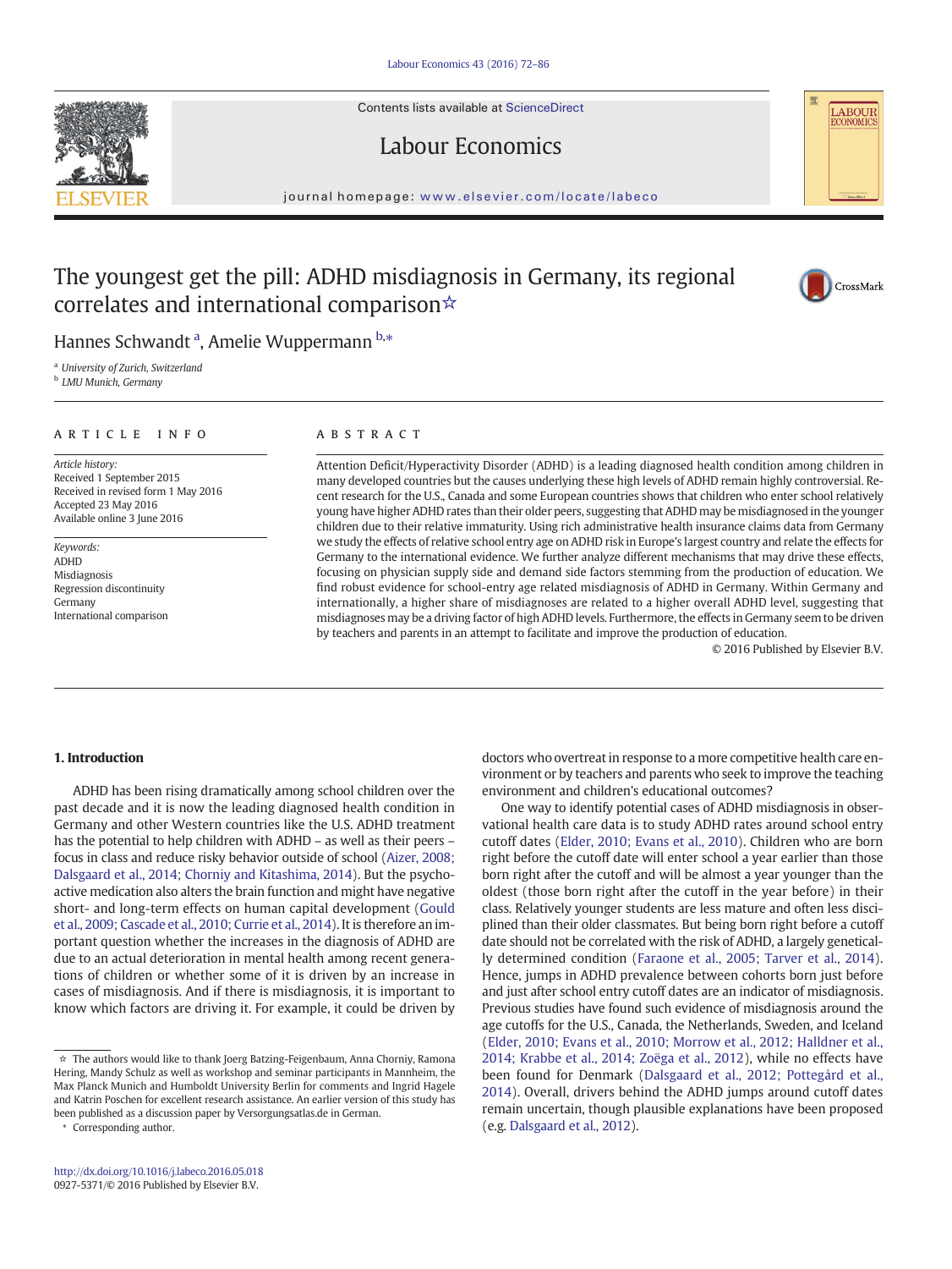# The youngest get the pill: ADHD misdiagnosis in Germany, its regional correlates and international comparison☆

Hannes Schwandt [a], Amelie Wuppermann [b,*]

[a] University of Zurich, Switzerland
[b] LMU Munich, Germany

**ARTICLE INFO**

*Article history:*
Received 1 September 2015
Received in revised form 1 May 2016
Accepted 23 May 2016
Available online 3 June 2016

*Keywords:*
ADHD
Misdiagnosis
Regression discontinuity
Germany
International comparison

**ABSTRACT**

Attention Deficit/Hyperactivity Disorder (ADHD) is a leading diagnosed health condition among children in many developed countries but the causes underlying these high levels of ADHD remain highly controversial. Recent research for the U.S., Canada and some European countries shows that children who enter school relatively young have higher ADHD rates than their older peers, suggesting that ADHD may be misdiagnosed in the younger children due to their relative immaturity. Using rich administrative health insurance claims data from Germany we study the effects of relative school entry age on ADHD risk in Europe's largest country and relate the effects for Germany to the international evidence. We further analyze different mechanisms that may drive these effects, focusing on physician supply side and demand side factors stemming from the production of education. We find robust evidence for school-entry age related misdiagnosis of ADHD in Germany. Within Germany and internationally, a higher share of misdiagnoses are related to a higher overall ADHD level, suggesting that misdiagnoses may be a driving factor of high ADHD levels. Furthermore, the effects in Germany seem to be driven by teachers and parents in an attempt to facilitate and improve the production of education.

© 2016 Published by Elsevier B.V.

## 1. Introduction

ADHD has been rising dramatically among school children over the past decade and it is now the leading diagnosed health condition in Germany and other Western countries like the U.S. ADHD treatment has the potential to help children with ADHD – as well as their peers – focus in class and reduce risky behavior outside of school (Aizer, 2008; Dalsgaard et al., 2014; Chorniy and Kitashima, 2014). But the psychoactive medication also alters the brain function and might have negative short- and long-term effects on human capital development (Gould et al., 2009; Cascade et al., 2010; Currie et al., 2014). It is therefore an important question whether the increases in the diagnosis of ADHD are due to an actual deterioration in mental health among recent generations of children or whether some of it is driven by an increase in cases of misdiagnosis. And if there is misdiagnosis, it is important to know which factors are driving it. For example, it could be driven by doctors who overtreat in response to a more competitive health care environment or by teachers and parents who seek to improve the teaching environment and children's educational outcomes?

One way to identify potential cases of ADHD misdiagnosis in observational health care data is to study ADHD rates around school entry cutoff dates (Elder, 2010; Evans et al., 2010). Children who are born right before the cutoff date will enter school a year earlier than those born right after the cutoff and will be almost a year younger than the oldest (those born right after the cutoff in the year before) in their class. Relatively younger students are less mature and often less disciplined than their older classmates. But being born right before a cutoff date should not be correlated with the risk of ADHD, a largely genetically determined condition (Faraone et al., 2005; Tarver et al., 2014). Hence, jumps in ADHD prevalence between cohorts born just before and just after school entry cutoff dates are an indicator of misdiagnosis. Previous studies have found such evidence of misdiagnosis around the age cutoffs for the U.S., Canada, the Netherlands, Sweden, and Iceland (Elder, 2010; Evans et al., 2010; Morrow et al., 2012; Halldner et al., 2014; Krabbe et al., 2014; Zoëga et al., 2012), while no effects have been found for Denmark (Dalsgaard et al., 2012; Pottegård et al., 2014). Overall, drivers behind the ADHD jumps around cutoff dates remain uncertain, though plausible explanations have been proposed (e.g. Dalsgaard et al., 2012).

☆ The authors would like to thank Joerg Batzing-Feigenbaum, Anna Chorniy, Ramona Hering, Mandy Schulz as well as workshop and seminar participants in Mannheim, the Max Planck Munich and Humboldt University Berlin for comments and Ingrid Hagele and Katrin Poschen for excellent research assistance. An earlier version of this study has been published as a discussion paper by Versorgungsatlas.de in German.

\* Corresponding author.

http://dx.doi.org/10.1016/j.labeco.2016.05.018
0927-5371/© 2016 Published by Elsevier B.V.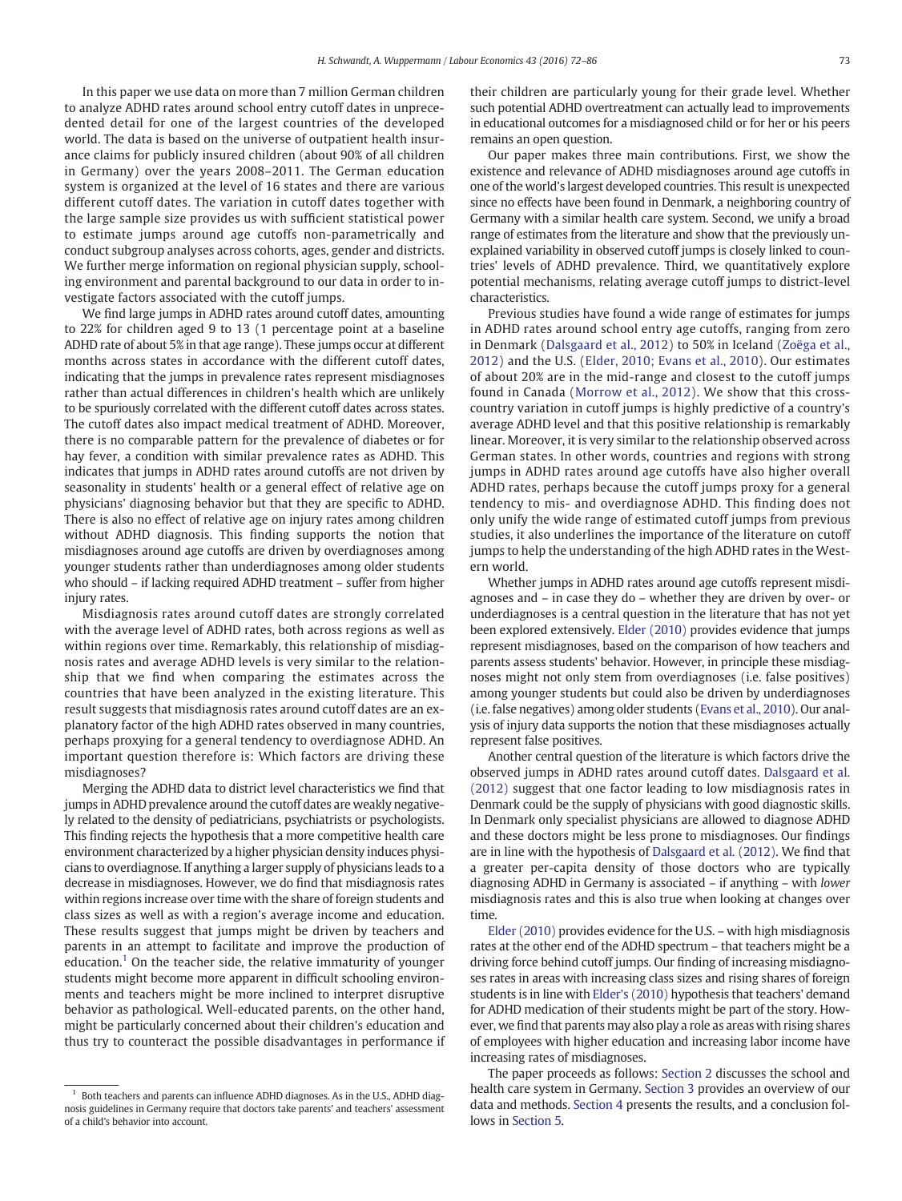In this paper we use data on more than 7 million German children to analyze ADHD rates around school entry cutoff dates in unprecedented detail for one of the largest countries of the developed world. The data is based on the universe of outpatient health insurance claims for publicly insured children (about 90% of all children in Germany) over the years 2008–2011. The German education system is organized at the level of 16 states and there are various different cutoff dates. The variation in cutoff dates together with the large sample size provides us with sufficient statistical power to estimate jumps around age cutoffs non-parametrically and conduct subgroup analyses across cohorts, ages, gender and districts. We further merge information on regional physician supply, schooling environment and parental background to our data in order to investigate factors associated with the cutoff jumps.

We find large jumps in ADHD rates around cutoff dates, amounting to 22% for children aged 9 to 13 (1 percentage point at a baseline ADHD rate of about 5% in that age range). These jumps occur at different months across states in accordance with the different cutoff dates, indicating that the jumps in prevalence rates represent misdiagnoses rather than actual differences in children's health which are unlikely to be spuriously correlated with the different cutoff dates across states. The cutoff dates also impact medical treatment of ADHD. Moreover, there is no comparable pattern for the prevalence of diabetes or for hay fever, a condition with similar prevalence rates as ADHD. This indicates that jumps in ADHD rates around cutoffs are not driven by seasonality in students' health or a general effect of relative age on physicians' diagnosing behavior but that they are specific to ADHD. There is also no effect of relative age on injury rates among children without ADHD diagnosis. This finding supports the notion that misdiagnoses around age cutoffs are driven by overdiagnoses among younger students rather than underdiagnoses among older students who should – if lacking required ADHD treatment – suffer from higher injury rates.

Misdiagnosis rates around cutoff dates are strongly correlated with the average level of ADHD rates, both across regions as well as within regions over time. Remarkably, this relationship of misdiagnosis rates and average ADHD levels is very similar to the relationship that we find when comparing the estimates across the countries that have been analyzed in the existing literature. This result suggests that misdiagnosis rates around cutoff dates are an explanatory factor of the high ADHD rates observed in many countries, perhaps proxying for a general tendency to overdiagnose ADHD. An important question therefore is: Which factors are driving these misdiagnoses?

Merging the ADHD data to district level characteristics we find that jumps in ADHD prevalence around the cutoff dates are weakly negatively related to the density of pediatricians, psychiatrists or psychologists. This finding rejects the hypothesis that a more competitive health care environment characterized by a higher physician density induces physicians to overdiagnose. If anything a larger supply of physicians leads to a decrease in misdiagnoses. However, we do find that misdiagnosis rates within regions increase over time with the share of foreign students and class sizes as well as with a region's average income and education. These results suggest that jumps might be driven by teachers and parents in an attempt to facilitate and improve the production of education.[1] On the teacher side, the relative immaturity of younger students might become more apparent in difficult schooling environments and teachers might be more inclined to interpret disruptive behavior as pathological. Well-educated parents, on the other hand, might be particularly concerned about their children's education and thus try to counteract the possible disadvantages in performance if their children are particularly young for their grade level. Whether such potential ADHD overtreatment can actually lead to improvements in educational outcomes for a misdiagnosed child or for her or his peers remains an open question.

Our paper makes three main contributions. First, we show the existence and relevance of ADHD misdiagnoses around age cutoffs in one of the world's largest developed countries. This result is unexpected since no effects have been found in Denmark, a neighboring country of Germany with a similar health care system. Second, we unify a broad range of estimates from the literature and show that the previously unexplained variability in observed cutoff jumps is closely linked to countries' levels of ADHD prevalence. Third, we quantitatively explore potential mechanisms, relating average cutoff jumps to district-level characteristics.

Previous studies have found a wide range of estimates for jumps in ADHD rates around school entry age cutoffs, ranging from zero in Denmark (Dalsgaard et al., 2012) to 50% in Iceland (Zoëga et al., 2012) and the U.S. (Elder, 2010; Evans et al., 2010). Our estimates of about 20% are in the mid-range and closest to the cutoff jumps found in Canada (Morrow et al., 2012). We show that this cross-country variation in cutoff jumps is highly predictive of a country's average ADHD level and that this positive relationship is remarkably linear. Moreover, it is very similar to the relationship observed across German states. In other words, countries and regions with strong jumps in ADHD rates around age cutoffs have also higher overall ADHD rates, perhaps because the cutoff jumps proxy for a general tendency to mis- and overdiagnose ADHD. This finding does not only unify the wide range of estimated cutoff jumps from previous studies, it also underlines the importance of the literature on cutoff jumps to help the understanding of the high ADHD rates in the Western world.

Whether jumps in ADHD rates around age cutoffs represent misdiagnoses and – in case they do – whether they are driven by over- or underdiagnoses is a central question in the literature that has not yet been explored extensively. Elder (2010) provides evidence that jumps represent misdiagnoses, based on the comparison of how teachers and parents assess students' behavior. However, in principle these misdiagnoses might not only stem from overdiagnoses (i.e. false positives) among younger students but could also be driven by underdiagnoses (i.e. false negatives) among older students (Evans et al., 2010). Our analysis of injury data supports the notion that these misdiagnoses actually represent false positives.

Another central question of the literature is which factors drive the observed jumps in ADHD rates around cutoff dates. Dalsgaard et al. (2012) suggest that one factor leading to low misdiagnosis rates in Denmark could be the supply of physicians with good diagnostic skills. In Denmark only specialist physicians are allowed to diagnose ADHD and these doctors might be less prone to misdiagnoses. Our findings are in line with the hypothesis of Dalsgaard et al. (2012). We find that a greater per-capita density of those doctors who are typically diagnosing ADHD in Germany is associated – if anything – with *lower* misdiagnosis rates and this is also true when looking at changes over time.

Elder (2010) provides evidence for the U.S. – with high misdiagnosis rates at the other end of the ADHD spectrum – that teachers might be a driving force behind cutoff jumps. Our finding of increasing misdiagnoses rates in areas with increasing class sizes and rising shares of foreign students is in line with Elder's (2010) hypothesis that teachers' demand for ADHD medication of their students might be part of the story. However, we find that parents may also play a role as areas with rising shares of employees with higher education and increasing labor income have increasing rates of misdiagnoses.

The paper proceeds as follows: Section 2 discusses the school and health care system in Germany. Section 3 provides an overview of our data and methods. Section 4 presents the results, and a conclusion follows in Section 5.

[1] Both teachers and parents can influence ADHD diagnoses. As in the U.S., ADHD diagnosis guidelines in Germany require that doctors take parents' and teachers' assessment of a child's behavior into account.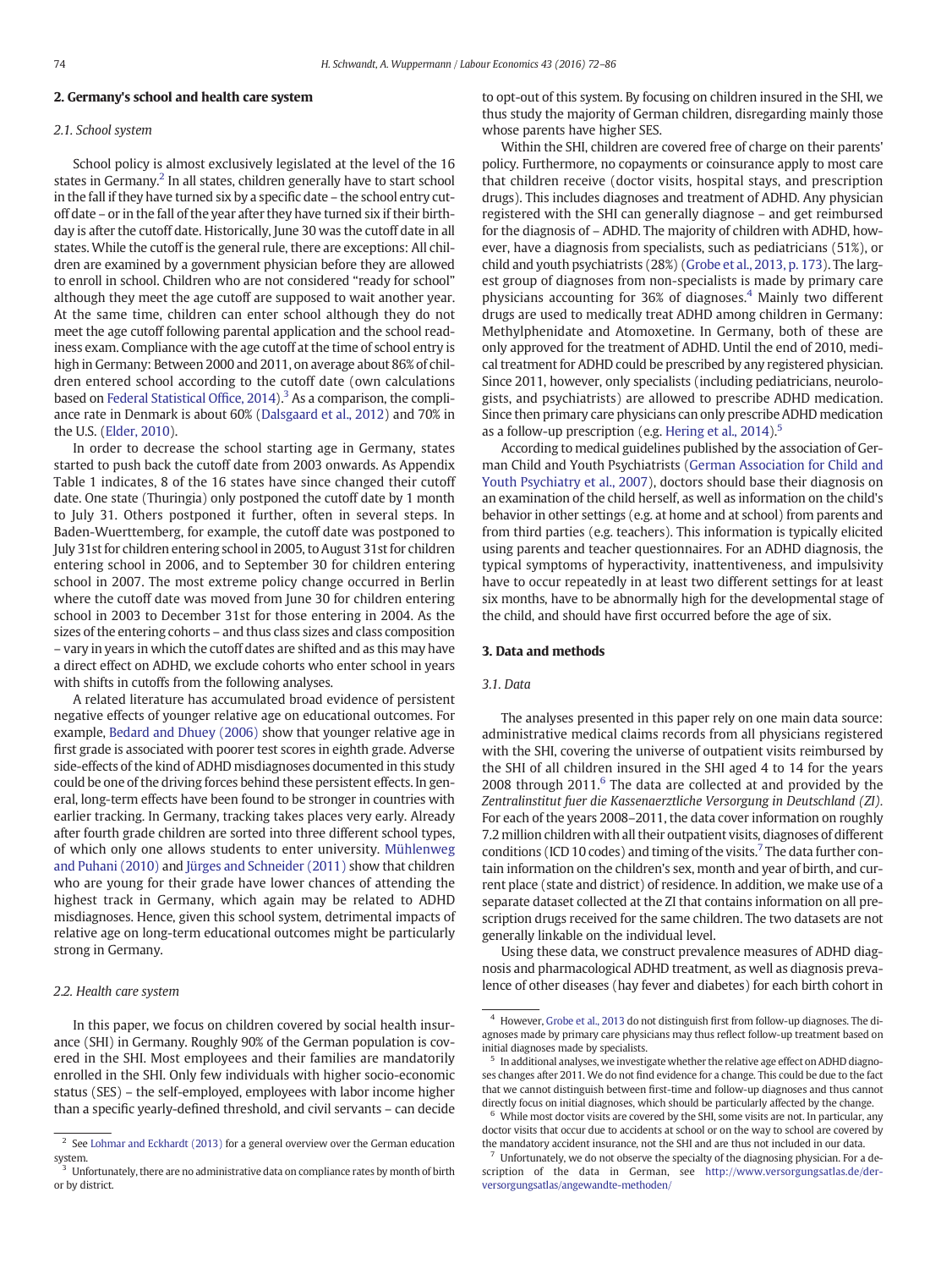## 2. Germany's school and health care system

### 2.1. School system

School policy is almost exclusively legislated at the level of the 16 states in Germany.[2] In all states, children generally have to start school in the fall if they have turned six by a specific date – the school entry cutoff date – or in the fall of the year after they have turned six if their birthday is after the cutoff date. Historically, June 30 was the cutoff date in all states. While the cutoff is the general rule, there are exceptions: All children are examined by a government physician before they are allowed to enroll in school. Children who are not considered "ready for school" although they meet the age cutoff are supposed to wait another year. At the same time, children can enter school although they do not meet the age cutoff following parental application and the school readiness exam. Compliance with the age cutoff at the time of school entry is high in Germany: Between 2000 and 2011, on average about 86% of children entered school according to the cutoff date (own calculations based on Federal Statistical Office, 2014).[3] As a comparison, the compliance rate in Denmark is about 60% (Dalsgaard et al., 2012) and 70% in the U.S. (Elder, 2010).

In order to decrease the school starting age in Germany, states started to push back the cutoff date from 2003 onwards. As Appendix Table 1 indicates, 8 of the 16 states have since changed their cutoff date. One state (Thuringia) only postponed the cutoff date by 1 month to July 31. Others postponed it further, often in several steps. In Baden-Wuerttemberg, for example, the cutoff date was postponed to July 31st for children entering school in 2005, to August 31st for children entering school in 2006, and to September 30 for children entering school in 2007. The most extreme policy change occurred in Berlin where the cutoff date was moved from June 30 for children entering school in 2003 to December 31st for those entering in 2004. As the sizes of the entering cohorts – and thus class sizes and class composition – vary in years in which the cutoff dates are shifted and as this may have a direct effect on ADHD, we exclude cohorts who enter school in years with shifts in cutoffs from the following analyses.

A related literature has accumulated broad evidence of persistent negative effects of younger relative age on educational outcomes. For example, Bedard and Dhuey (2006) show that younger relative age in first grade is associated with poorer test scores in eighth grade. Adverse side-effects of the kind of ADHD misdiagnoses documented in this study could be one of the driving forces behind these persistent effects. In general, long-term effects have been found to be stronger in countries with earlier tracking. In Germany, tracking takes places very early. Already after fourth grade children are sorted into three different school types, of which only one allows students to enter university. Mühlenweg and Puhani (2010) and Jürges and Schneider (2011) show that children who are young for their grade have lower chances of attending the highest track in Germany, which again may be related to ADHD misdiagnoses. Hence, given this school system, detrimental impacts of relative age on long-term educational outcomes might be particularly strong in Germany.

### 2.2. Health care system

In this paper, we focus on children covered by social health insurance (SHI) in Germany. Roughly 90% of the German population is covered in the SHI. Most employees and their families are mandatorily enrolled in the SHI. Only few individuals with higher socio-economic status (SES) – the self-employed, employees with labor income higher than a specific yearly-defined threshold, and civil servants – can decide to opt-out of this system. By focusing on children insured in the SHI, we thus study the majority of German children, disregarding mainly those whose parents have higher SES.

Within the SHI, children are covered free of charge on their parents' policy. Furthermore, no copayments or coinsurance apply to most care that children receive (doctor visits, hospital stays, and prescription drugs). This includes diagnoses and treatment of ADHD. Any physician registered with the SHI can generally diagnose – and get reimbursed for the diagnosis of – ADHD. The majority of children with ADHD, however, have a diagnosis from specialists, such as pediatricians (51%), or child and youth psychiatrists (28%) (Grobe et al., 2013, p. 173). The largest group of diagnoses from non-specialists is made by primary care physicians accounting for 36% of diagnoses.[4] Mainly two different drugs are used to medically treat ADHD among children in Germany: Methylphenidate and Atomoxetine. In Germany, both of these are only approved for the treatment of ADHD. Until the end of 2010, medical treatment for ADHD could be prescribed by any registered physician. Since 2011, however, only specialists (including pediatricians, neurologists, and psychiatrists) are allowed to prescribe ADHD medication. Since then primary care physicians can only prescribe ADHD medication as a follow-up prescription (e.g. Hering et al., 2014).[5]

According to medical guidelines published by the association of German Child and Youth Psychiatrists (German Association for Child and Youth Psychiatry et al., 2007), doctors should base their diagnosis on an examination of the child herself, as well as information on the child's behavior in other settings (e.g. at home and at school) from parents and from third parties (e.g. teachers). This information is typically elicited using parents and teacher questionnaires. For an ADHD diagnosis, the typical symptoms of hyperactivity, inattentiveness, and impulsivity have to occur repeatedly in at least two different settings for at least six months, have to be abnormally high for the developmental stage of the child, and should have first occurred before the age of six.

## 3. Data and methods

### 3.1. Data

The analyses presented in this paper rely on one main data source: administrative medical claims records from all physicians registered with the SHI, covering the universe of outpatient visits reimbursed by the SHI of all children insured in the SHI aged 4 to 14 for the years 2008 through 2011.[6] The data are collected at and provided by the *Zentralinstitut fuer die Kassenaerztliche Versorgung in Deutschland (ZI)*. For each of the years 2008–2011, the data cover information on roughly 7.2 million children with all their outpatient visits, diagnoses of different conditions (ICD 10 codes) and timing of the visits.[7] The data further contain information on the children's sex, month and year of birth, and current place (state and district) of residence. In addition, we make use of a separate dataset collected at the ZI that contains information on all prescription drugs received for the same children. The two datasets are not generally linkable on the individual level.

Using these data, we construct prevalence measures of ADHD diagnosis and pharmacological ADHD treatment, as well as diagnosis prevalence of other diseases (hay fever and diabetes) for each birth cohort in

---

[2] See Lohmar and Eckhardt (2013) for a general overview over the German education system.

[3] Unfortunately, there are no administrative data on compliance rates by month of birth or by district.

[4] However, Grobe et al., 2013 do not distinguish first from follow-up diagnoses. The diagnoses made by primary care physicians may thus reflect follow-up treatment based on initial diagnoses made by specialists.

[5] In additional analyses, we investigate whether the relative age effect on ADHD diagnoses changes after 2011. We do not find evidence for a change. This could be due to the fact that we cannot distinguish between first-time and follow-up diagnoses and thus cannot directly focus on initial diagnoses, which should be particularly affected by the change.

[6] While most doctor visits are covered by the SHI, some visits are not. In particular, any doctor visits that occur due to accidents at school or on the way to school are covered by the mandatory accident insurance, not the SHI and are thus not included in our data.

[7] Unfortunately, we do not observe the specialty of the diagnosing physician. For a description of the data in German, see http://www.versorgungsatlas.de/der-versorgungsatlas/angewandte-methoden/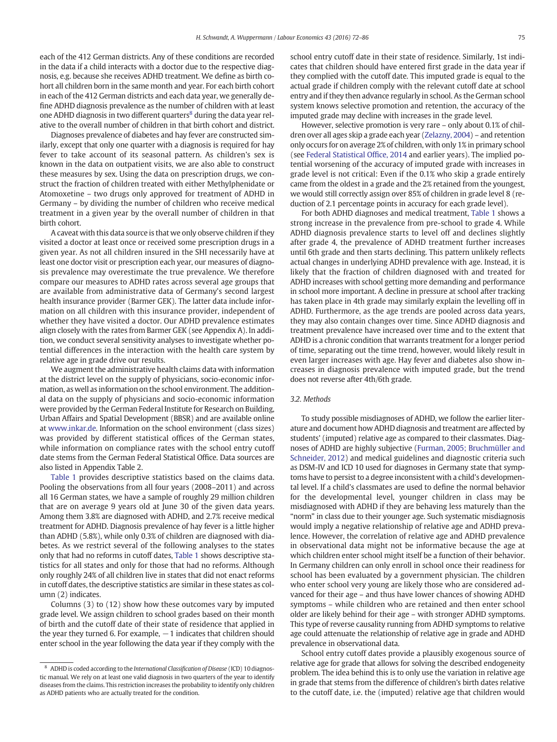each of the 412 German districts. Any of these conditions are recorded in the data if a child interacts with a doctor due to the respective diagnosis, e.g. because she receives ADHD treatment. We define as birth cohort all children born in the same month and year. For each birth cohort in each of the 412 German districts and each data year, we generally define ADHD diagnosis prevalence as the number of children with at least one ADHD diagnosis in two different quarters[8] during the data year relative to the overall number of children in that birth cohort and district.

Diagnoses prevalence of diabetes and hay fever are constructed similarly, except that only one quarter with a diagnosis is required for hay fever to take account of its seasonal pattern. As children's sex is known in the data on outpatient visits, we are also able to construct these measures by sex. Using the data on prescription drugs, we construct the fraction of children treated with either Methylphenidate or Atomoxetine – two drugs only approved for treatment of ADHD in Germany – by dividing the number of children who receive medical treatment in a given year by the overall number of children in that birth cohort.

A caveat with this data source is that we only observe children if they visited a doctor at least once or received some prescription drugs in a given year. As not all children insured in the SHI necessarily have at least one doctor visit or prescription each year, our measures of diagnosis prevalence may overestimate the true prevalence. We therefore compare our measures to ADHD rates across several age groups that are available from administrative data of Germany's second largest health insurance provider (Barmer GEK). The latter data include information on all children with this insurance provider, independent of whether they have visited a doctor. Our ADHD prevalence estimates align closely with the rates from Barmer GEK (see Appendix A). In addition, we conduct several sensitivity analyses to investigate whether potential differences in the interaction with the health care system by relative age in grade drive our results.

We augment the administrative health claims data with information at the district level on the supply of physicians, socio-economic information, as well as information on the school environment. The additional data on the supply of physicians and socio-economic information were provided by the German Federal Institute for Research on Building, Urban Affairs and Spatial Development (BBSR) and are available online at www.inkar.de. Information on the school environment (class sizes) was provided by different statistical offices of the German states, while information on compliance rates with the school entry cutoff date stems from the German Federal Statistical Office. Data sources are also listed in Appendix Table 2.

Table 1 provides descriptive statistics based on the claims data. Pooling the observations from all four years (2008–2011) and across all 16 German states, we have a sample of roughly 29 million children that are on average 9 years old at June 30 of the given data years. Among them 3.8% are diagnosed with ADHD, and 2.7% receive medical treatment for ADHD. Diagnosis prevalence of hay fever is a little higher than ADHD (5.8%), while only 0.3% of children are diagnosed with diabetes. As we restrict several of the following analyses to the states only that had no reforms in cutoff dates, Table 1 shows descriptive statistics for all states and only for those that had no reforms. Although only roughly 24% of all children live in states that did not enact reforms in cutoff dates, the descriptive statistics are similar in these states as column (2) indicates.

Columns (3) to (12) show how these outcomes vary by imputed grade level. We assign children to school grades based on their month of birth and the cutoff date of their state of residence that applied in the year they turned 6. For example, −1 indicates that children should enter school in the year following the data year if they comply with the school entry cutoff date in their state of residence. Similarly, 1st indicates that children should have entered first grade in the data year if they complied with the cutoff date. This imputed grade is equal to the actual grade if children comply with the relevant cutoff date at school entry and if they then advance regularly in school. As the German school system knows selective promotion and retention, the accuracy of the imputed grade may decline with increases in the grade level.

However, selective promotion is very rare – only about 0.1% of children over all ages skip a grade each year (Zelazny, 2004) – and retention only occurs for on average 2% of children, with only 1% in primary school (see Federal Statistical Office, 2014 and earlier years). The implied potential worsening of the accuracy of imputed grade with increases in grade level is not critical: Even if the 0.1% who skip a grade entirely came from the oldest in a grade and the 2% retained from the youngest, we would still correctly assign over 85% of children in grade level 8 (reduction of 2.1 percentage points in accuracy for each grade level).

For both ADHD diagnoses and medical treatment, Table 1 shows a strong increase in the prevalence from pre-school to grade 4. While ADHD diagnosis prevalence starts to level off and declines slightly after grade 4, the prevalence of ADHD treatment further increases until 6th grade and then starts declining. This pattern unlikely reflects actual changes in underlying ADHD prevalence with age. Instead, it is likely that the fraction of children diagnosed with and treated for ADHD increases with school getting more demanding and performance in school more important. A decline in pressure at school after tracking has taken place in 4th grade may similarly explain the levelling off in ADHD. Furthermore, as the age trends are pooled across data years, they may also contain changes over time. Since ADHD diagnosis and treatment prevalence have increased over time and to the extent that ADHD is a chronic condition that warrants treatment for a longer period of time, separating out the time trend, however, would likely result in even larger increases with age. Hay fever and diabetes also show increases in diagnosis prevalence with imputed grade, but the trend does not reverse after 4th/6th grade.

### 3.2. Methods

To study possible misdiagnoses of ADHD, we follow the earlier literature and document how ADHD diagnosis and treatment are affected by students' (imputed) relative age as compared to their classmates. Diagnoses of ADHD are highly subjective (Furman, 2005; Bruchmüller and Schneider, 2012) and medical guidelines and diagnostic criteria such as DSM-IV and ICD 10 used for diagnoses in Germany state that symptoms have to persist to a degree inconsistent with a child's developmental level. If a child's classmates are used to define the normal behavior for the developmental level, younger children in class may be misdiagnosed with ADHD if they are behaving less maturely than the "norm" in class due to their younger age. Such systematic misdiagnosis would imply a negative relationship of relative age and ADHD prevalence. However, the correlation of relative age and ADHD prevalence in observational data might not be informative because the age at which children enter school might itself be a function of their behavior. In Germany children can only enroll in school once their readiness for school has been evaluated by a government physician. The children who enter school very young are likely those who are considered advanced for their age – and thus have lower chances of showing ADHD symptoms – while children who are retained and then enter school older are likely behind for their age – with stronger ADHD symptoms. This type of reverse causality running from ADHD symptoms to relative age could attenuate the relationship of relative age in grade and ADHD prevalence in observational data.

School entry cutoff dates provide a plausibly exogenous source of relative age for grade that allows for solving the described endogeneity problem. The idea behind this is to only use the variation in relative age in grade that stems from the difference of children's birth dates relative to the cutoff date, i.e. the (imputed) relative age that children would

[8] ADHD is coded according to the *International Classification of Disease* (ICD) 10 diagnostic manual. We rely on at least one valid diagnosis in two quarters of the year to identify diseases from the claims. This restriction increases the probability to identify only children as ADHD patients who are actually treated for the condition.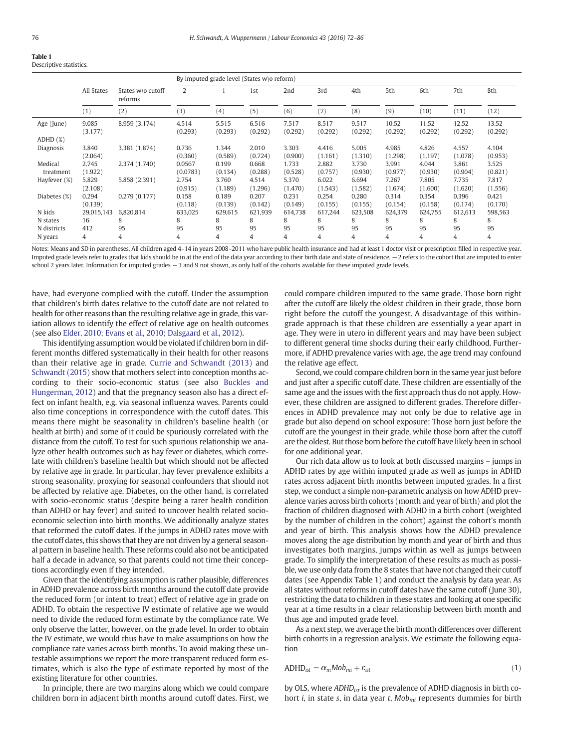**Table 1**
Descriptive statistics.

| | All States | States w\o cutoff reforms | By imputed grade level (States w\o reform) | | | | | | | | | |
|---|---|---|---|---|---|---|---|---|---|---|---|---|
| | | | −2 | −1 | 1st | 2nd | 3rd | 4th | 5th | 6th | 7th | 8th |
| | (1) | (2) | (3) | (4) | (5) | (6) | (7) | (8) | (9) | (10) | (11) | (12) |
| Age (June) | 9.085 (3.177) | 8.959 (3.174) | 4.514 (0.293) | 5.515 (0.293) | 6.516 (0.292) | 7.517 (0.292) | 8.517 (0.292) | 9.517 (0.292) | 10.52 (0.292) | 11.52 (0.292) | 12.52 (0.292) | 13.52 (0.292) |
| ADHD (%) | | | | | | | | | | | | |
| Diagnosis | 3.840 (2.064) | 3.381 (1.874) | 0.736 (0.360) | 1.344 (0.589) | 2.010 (0.724) | 3.303 (0.900) | 4.416 (1.161) | 5.005 (1.310) | 4.985 (1.298) | 4.826 (1.197) | 4.557 (1.078) | 4.104 (0.953) |
| Medical treatment | 2.745 (1.922) | 2.374 (1.740) | 0.0567 (0.0783) | 0.199 (0.134) | 0.668 (0.288) | 1.733 (0.528) | 2.882 (0.757) | 3.730 (0.930) | 3.991 (0.977) | 4.044 (0.930) | 3.861 (0.904) | 3.525 (0.821) |
| Hayfever (%) | 5.829 (2.108) | 5.858 (2.391) | 2.754 (0.915) | 3.760 (1.189) | 4.514 (1.296) | 5.370 (1.470) | 6.022 (1.543) | 6.694 (1.582) | 7.267 (1.674) | 7.805 (1.600) | 7.735 (1.620) | 7.817 (1.556) |
| Diabetes (%) | 0.294 (0.139) | 0.279 (0.177) | 0.158 (0.118) | 0.189 (0.139) | 0.207 (0.142) | 0.231 (0.149) | 0.254 (0.155) | 0.280 (0.155) | 0.314 (0.154) | 0.354 (0.158) | 0.396 (0.174) | 0.421 (0.170) |
| N kids | 29,015,143 | 6,820,814 | 633,025 | 629,615 | 621,939 | 614,738 | 617,244 | 623,508 | 624,379 | 624,755 | 612,613 | 598,563 |
| N states | 16 | 8 | 8 | 8 | 8 | 8 | 8 | 8 | 8 | 8 | 8 | 8 |
| N districts | 412 | 95 | 95 | 95 | 95 | 95 | 95 | 95 | 95 | 95 | 95 | 95 |
| N years | 4 | 4 | 4 | 4 | 4 | 4 | 4 | 4 | 4 | 4 | 4 | 4 |

Notes: Means and SD in parentheses. All children aged 4–14 in years 2008–2011 who have public health insurance and had at least 1 doctor visit or prescription filled in respective year. Imputed grade levels refer to grades that kids should be in at the end of the data year according to their birth date and state of residence. −2 refers to the cohort that are imputed to enter school 2 years later. Information for imputed grades −3 and 9 not shown, as only half of the cohorts available for these imputed grade levels.

have, had everyone complied with the cutoff. Under the assumption that children's birth dates relative to the cutoff date are not related to health for other reasons than the resulting relative age in grade, this variation allows to identify the effect of relative age on health outcomes (see also Elder, 2010; Evans et al., 2010; Dalsgaard et al., 2012).

This identifying assumption would be violated if children born in different months differed systematically in their health for other reasons than their relative age in grade. Currie and Schwandt (2013) and Schwandt (2015) show that mothers select into conception months according to their socio-economic status (see also Buckles and Hungerman, 2012) and that the pregnancy season also has a direct effect on infant health, e.g. via seasonal influenza waves. Parents could also time conceptions in correspondence with the cutoff dates. This means there might be seasonality in children's baseline health (or health at birth) and some of it could be spuriously correlated with the distance from the cutoff. To test for such spurious relationship we analyze other health outcomes such as hay fever or diabetes, which correlate with children's baseline health but which should not be affected by relative age in grade. In particular, hay fever prevalence exhibits a strong seasonality, proxying for seasonal confounders that should not be affected by relative age. Diabetes, on the other hand, is correlated with socio-economic status (despite being a rarer health condition than ADHD or hay fever) and suited to uncover health related socio-economic selection into birth months. We additionally analyze states that reformed the cutoff dates. If the jumps in ADHD rates move with the cutoff dates, this shows that they are not driven by a general seasonal pattern in baseline health. These reforms could also not be anticipated half a decade in advance, so that parents could not time their conceptions accordingly even if they intended.

Given that the identifying assumption is rather plausible, differences in ADHD prevalence across birth months around the cutoff date provide the reduced form (or intent to treat) effect of relative age in grade on ADHD. To obtain the respective IV estimate of relative age we would need to divide the reduced form estimate by the compliance rate. We only observe the latter, however, on the grade level. In order to obtain the IV estimate, we would thus have to make assumptions on how the compliance rate varies across birth months. To avoid making these untestable assumptions we report the more transparent reduced form estimates, which is also the type of estimate reported by most of the existing literature for other countries.

In principle, there are two margins along which we could compare children born in adjacent birth months around cutoff dates. First, we could compare children imputed to the same grade. Those born right after the cutoff are likely the oldest children in their grade, those born right before the cutoff the youngest. A disadvantage of this within-grade approach is that these children are essentially a year apart in age. They were in utero in different years and may have been subject to different general time shocks during their early childhood. Furthermore, if ADHD prevalence varies with age, the age trend may confound the relative age effect.

Second, we could compare children born in the same year just before and just after a specific cutoff date. These children are essentially of the same age and the issues with the first approach thus do not apply. However, these children are assigned to different grades. Therefore differences in ADHD prevalence may not only be due to relative age in grade but also depend on school exposure: Those born just before the cutoff are the youngest in their grade, while those born after the cutoff are the oldest. But those born before the cutoff have likely been in school for one additional year.

Our rich data allow us to look at both discussed margins – jumps in ADHD rates by age within imputed grade as well as jumps in ADHD rates across adjacent birth months between imputed grades. In a first step, we conduct a simple non-parametric analysis on how ADHD prevalence varies across birth cohorts (month and year of birth) and plot the fraction of children diagnosed with ADHD in a birth cohort (weighted by the number of children in the cohort) against the cohort's month and year of birth. This analysis shows how the ADHD prevalence moves along the age distribution by month and year of birth and thus investigates both margins, jumps within as well as jumps between grade. To simplify the interpretation of these results as much as possible, we use only data from the 8 states that have not changed their cutoff dates (see Appendix Table 1) and conduct the analysis by data year. As all states without reforms in cutoff dates have the same cutoff (June 30), restricting the data to children in these states and looking at one specific year at a time results in a clear relationship between birth month and thus age and imputed grade level.

As a next step, we average the birth month differences over different birth cohorts in a regression analysis. We estimate the following equation

$$ADHD_{ist} = \alpha_m Mob_{mi} + \varepsilon_{ist} \tag{1}$$

by OLS, where $ADHD_{ist}$ is the prevalence of ADHD diagnosis in birth cohort $i$, in state $s$, in data year $t$, $Mob_{mi}$ represents dummies for birth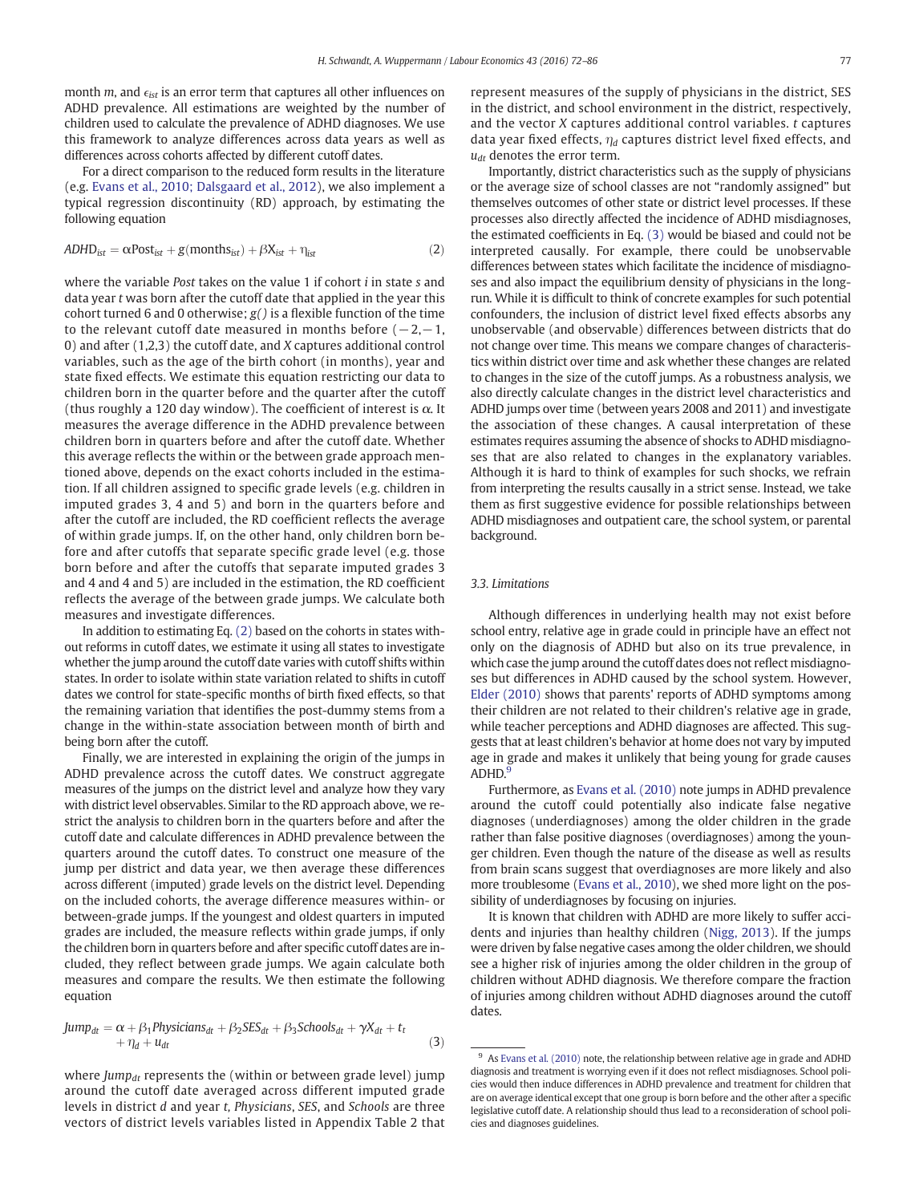month $m$, and $\epsilon_{ist}$ is an error term that captures all other influences on ADHD prevalence. All estimations are weighted by the number of children used to calculate the prevalence of ADHD diagnoses. We use this framework to analyze differences across data years as well as differences across cohorts affected by different cutoff dates.

For a direct comparison to the reduced form results in the literature (e.g. Evans et al., 2010; Dalsgaard et al., 2012), we also implement a typical regression discontinuity (RD) approach, by estimating the following equation

$$ADHD_{ist} = \alpha Post_{ist} + g(months_{ist}) + \beta X_{ist} + \eta_{ist} \tag{2}$$

where the variable *Post* takes on the value 1 if cohort $i$ in state $s$ and data year $t$ was born after the cutoff date that applied in the year this cohort turned 6 and 0 otherwise; $g()$ is a flexible function of the time to the relevant cutoff date measured in months before (−2,−1, 0) and after (1,2,3) the cutoff date, and $X$ captures additional control variables, such as the age of the birth cohort (in months), year and state fixed effects. We estimate this equation restricting our data to children born in the quarter before and the quarter after the cutoff (thus roughly a 120 day window). The coefficient of interest is $\alpha$. It measures the average difference in the ADHD prevalence between children born in quarters before and after the cutoff date. Whether this average reflects the within or the between grade approach mentioned above, depends on the exact cohorts included in the estimation. If all children assigned to specific grade levels (e.g. children in imputed grades 3, 4 and 5) and born in the quarters before and after the cutoff are included, the RD coefficient reflects the average of within grade jumps. If, on the other hand, only children born before and after cutoffs that separate specific grade level (e.g. those born before and after the cutoffs that separate imputed grades 3 and 4 and 4 and 5) are included in the estimation, the RD coefficient reflects the average of the between grade jumps. We calculate both measures and investigate differences.

In addition to estimating Eq. (2) based on the cohorts in states without reforms in cutoff dates, we estimate it using all states to investigate whether the jump around the cutoff date varies with cutoff shifts within states. In order to isolate within state variation related to shifts in cutoff dates we control for state-specific months of birth fixed effects, so that the remaining variation that identifies the post-dummy stems from a change in the within-state association between month of birth and being born after the cutoff.

Finally, we are interested in explaining the origin of the jumps in ADHD prevalence across the cutoff dates. We construct aggregate measures of the jumps on the district level and analyze how they vary with district level observables. Similar to the RD approach above, we restrict the analysis to children born in the quarters before and after the cutoff date and calculate differences in ADHD prevalence between the quarters around the cutoff dates. To construct one measure of the jump per district and data year, we then average these differences across different (imputed) grade levels on the district level. Depending on the included cohorts, the average difference measures within- or between-grade jumps. If the youngest and oldest quarters in imputed grades are included, the measure reflects within grade jumps, if only the children born in quarters before and after specific cutoff dates are included, they reflect between grade jumps. We again calculate both measures and compare the results. We then estimate the following equation

$$Jump_{dt} = \alpha + \beta_1 Physicians_{dt} + \beta_2 SES_{dt} + \beta_3 Schools_{dt} + \gamma X_{dt} + t_t + \eta_d + u_{dt} \tag{3}$$

where $Jump_{dt}$ represents the (within or between grade level) jump around the cutoff date averaged across different imputed grade levels in district $d$ and year $t$, *Physicians*, *SES*, and *Schools* are three vectors of district levels variables listed in Appendix Table 2 that represent measures of the supply of physicians in the district, SES in the district, and school environment in the district, respectively, and the vector $X$ captures additional control variables. $t$ captures data year fixed effects, $\eta_d$ captures district level fixed effects, and $u_{dt}$ denotes the error term.

Importantly, district characteristics such as the supply of physicians or the average size of school classes are not "randomly assigned" but themselves outcomes of other state or district level processes. If these processes also directly affected the incidence of ADHD misdiagnoses, the estimated coefficients in Eq. (3) would be biased and could not be interpreted causally. For example, there could be unobservable differences between states which facilitate the incidence of misdiagnoses and also impact the equilibrium density of physicians in the long-run. While it is difficult to think of concrete examples for such potential confounders, the inclusion of district level fixed effects absorbs any unobservable (and observable) differences between districts that do not change over time. This means we compare changes of characteristics within district over time and ask whether these changes are related to changes in the size of the cutoff jumps. As a robustness analysis, we also directly calculate changes in the district level characteristics and ADHD jumps over time (between years 2008 and 2011) and investigate the association of these changes. A causal interpretation of these estimates requires assuming the absence of shocks to ADHD misdiagnoses that are also related to changes in the explanatory variables. Although it is hard to think of examples for such shocks, we refrain from interpreting the results causally in a strict sense. Instead, we take them as first suggestive evidence for possible relationships between ADHD misdiagnoses and outpatient care, the school system, or parental background.

### 3.3. Limitations

Although differences in underlying health may not exist before school entry, relative age in grade could in principle have an effect not only on the diagnosis of ADHD but also on its true prevalence, in which case the jump around the cutoff dates does not reflect misdiagnoses but differences in ADHD caused by the school system. However, Elder (2010) shows that parents' reports of ADHD symptoms among their children are not related to their children's relative age in grade, while teacher perceptions and ADHD diagnoses are affected. This suggests that at least children's behavior at home does not vary by imputed age in grade and makes it unlikely that being young for grade causes ADHD.[9]

Furthermore, as Evans et al. (2010) note jumps in ADHD prevalence around the cutoff could potentially also indicate false negative diagnoses (underdiagnoses) among the older children in the grade rather than false positive diagnoses (overdiagnoses) among the younger children. Even though the nature of the disease as well as results from brain scans suggest that overdiagnoses are more likely and also more troublesome (Evans et al., 2010), we shed more light on the possibility of underdiagnoses by focusing on injuries.

It is known that children with ADHD are more likely to suffer accidents and injuries than healthy children (Nigg, 2013). If the jumps were driven by false negative cases among the older children, we should see a higher risk of injuries among the older children in the group of children without ADHD diagnosis. We therefore compare the fraction of injuries among children without ADHD diagnoses around the cutoff dates.

[9] As Evans et al. (2010) note, the relationship between relative age in grade and ADHD diagnosis and treatment is worrying even if it does not reflect misdiagnoses. School policies would then induce differences in ADHD prevalence and treatment for children that are on average identical except that one group is born before and the other after a specific legislative cutoff date. A relationship should thus lead to a reconsideration of school policies and diagnoses guidelines.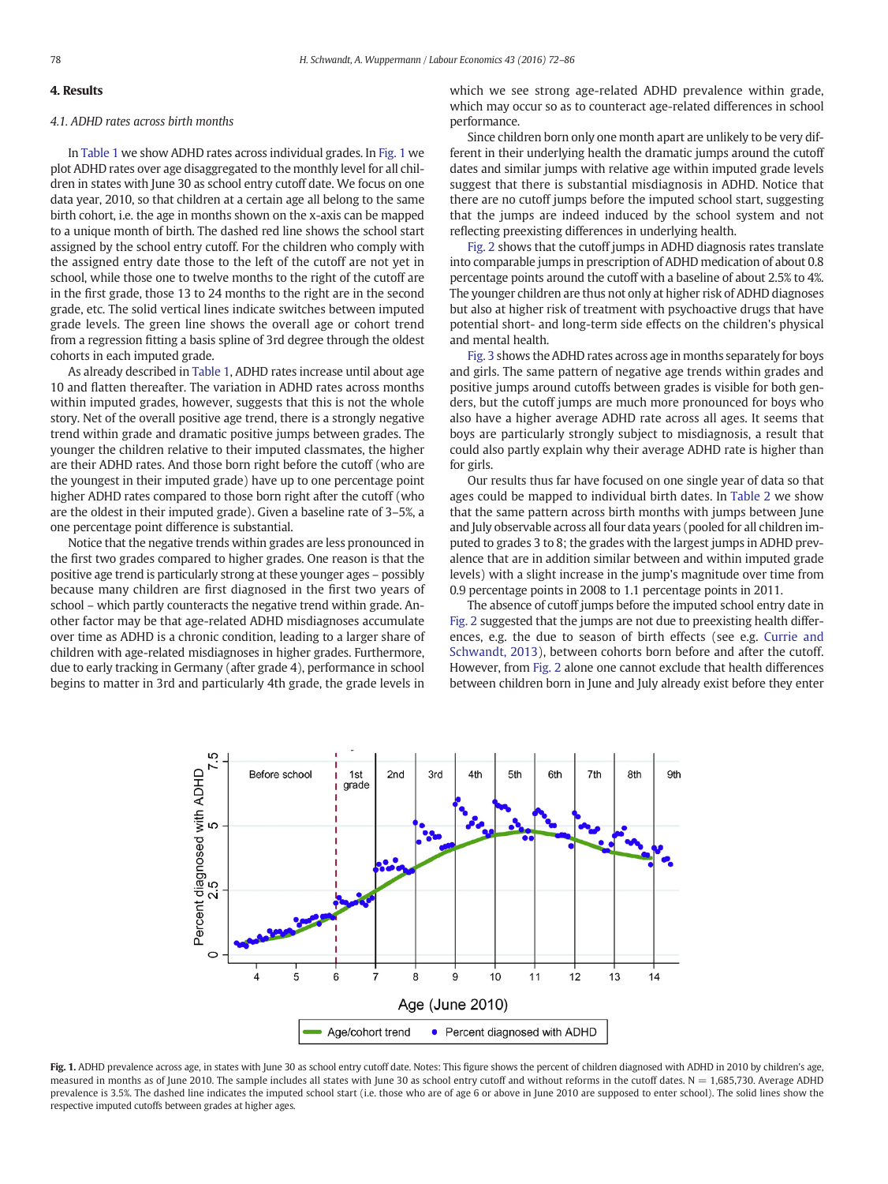## 4. Results

### 4.1. ADHD rates across birth months

In Table 1 we show ADHD rates across individual grades. In Fig. 1 we plot ADHD rates over age disaggregated to the monthly level for all children in states with June 30 as school entry cutoff date. We focus on one data year, 2010, so that children at a certain age all belong to the same birth cohort, i.e. the age in months shown on the x-axis can be mapped to a unique month of birth. The dashed red line shows the school start assigned by the school entry cutoff. For the children who comply with the assigned entry date those to the left of the cutoff are not yet in school, while those one to twelve months to the right of the cutoff are in the first grade, those 13 to 24 months to the right are in the second grade, etc. The solid vertical lines indicate switches between imputed grade levels. The green line shows the overall age or cohort trend from a regression fitting a basis spline of 3rd degree through the oldest cohorts in each imputed grade.

As already described in Table 1, ADHD rates increase until about age 10 and flatten thereafter. The variation in ADHD rates across months within imputed grades, however, suggests that this is not the whole story. Net of the overall positive age trend, there is a strongly negative trend within grade and dramatic positive jumps between grades. The younger the children relative to their imputed classmates, the higher are their ADHD rates. And those born right before the cutoff (who are the youngest in their imputed grade) have up to one percentage point higher ADHD rates compared to those born right after the cutoff (who are the oldest in their imputed grade). Given a baseline rate of 3–5%, a one percentage point difference is substantial.

Notice that the negative trends within grades are less pronounced in the first two grades compared to higher grades. One reason is that the positive age trend is particularly strong at these younger ages – possibly because many children are first diagnosed in the first two years of school – which partly counteracts the negative trend within grade. Another factor may be that age-related ADHD misdiagnoses accumulate over time as ADHD is a chronic condition, leading to a larger share of children with age-related misdiagnoses in higher grades. Furthermore, due to early tracking in Germany (after grade 4), performance in school begins to matter in 3rd and particularly 4th grade, the grade levels in which we see strong age-related ADHD prevalence within grade, which may occur so as to counteract age-related differences in school performance.

Since children born only one month apart are unlikely to be very different in their underlying health the dramatic jumps around the cutoff dates and similar jumps with relative age within imputed grade levels suggest that there is substantial misdiagnosis in ADHD. Notice that there are no cutoff jumps before the imputed school start, suggesting that the jumps are indeed induced by the school system and not reflecting preexisting differences in underlying health.

Fig. 2 shows that the cutoff jumps in ADHD diagnosis rates translate into comparable jumps in prescription of ADHD medication of about 0.8 percentage points around the cutoff with a baseline of about 2.5% to 4%. The younger children are thus not only at higher risk of ADHD diagnoses but also at higher risk of treatment with psychoactive drugs that have potential short- and long-term side effects on the children's physical and mental health.

Fig. 3 shows the ADHD rates across age in months separately for boys and girls. The same pattern of negative age trends within grades and positive jumps around cutoffs between grades is visible for both genders, but the cutoff jumps are much more pronounced for boys who also have a higher average ADHD rate across all ages. It seems that boys are particularly strongly subject to misdiagnosis, a result that could also partly explain why their average ADHD rate is higher than for girls.

Our results thus far have focused on one single year of data so that ages could be mapped to individual birth dates. In Table 2 we show that the same pattern across birth months with jumps between June and July observable across all four data years (pooled for all children imputed to grades 3 to 8; the grades with the largest jumps in ADHD prevalence that are in addition similar between and within imputed grade levels) with a slight increase in the jump's magnitude over time from 0.9 percentage points in 2008 to 1.1 percentage points in 2011.

The absence of cutoff jumps before the imputed school entry date in Fig. 2 suggested that the jumps are not due to preexisting health differences, e.g. the due to season of birth effects (see e.g. Currie and Schwandt, 2013), between cohorts born before and after the cutoff. However, from Fig. 2 alone one cannot exclude that health differences between children born in June and July already exist before they enter

**Fig. 1.** ADHD prevalence across age, in states with June 30 as school entry cutoff date. Notes: This figure shows the percent of children diagnosed with ADHD in 2010 by children's age, measured in months as of June 2010. The sample includes all states with June 30 as school entry cutoff and without reforms in the cutoff dates. N = 1,685,730. Average ADHD prevalence is 3.5%. The dashed line indicates the imputed school start (i.e. those who are of age 6 or above in June 2010 are supposed to enter school). The solid lines show the respective imputed cutoffs between grades at higher ages.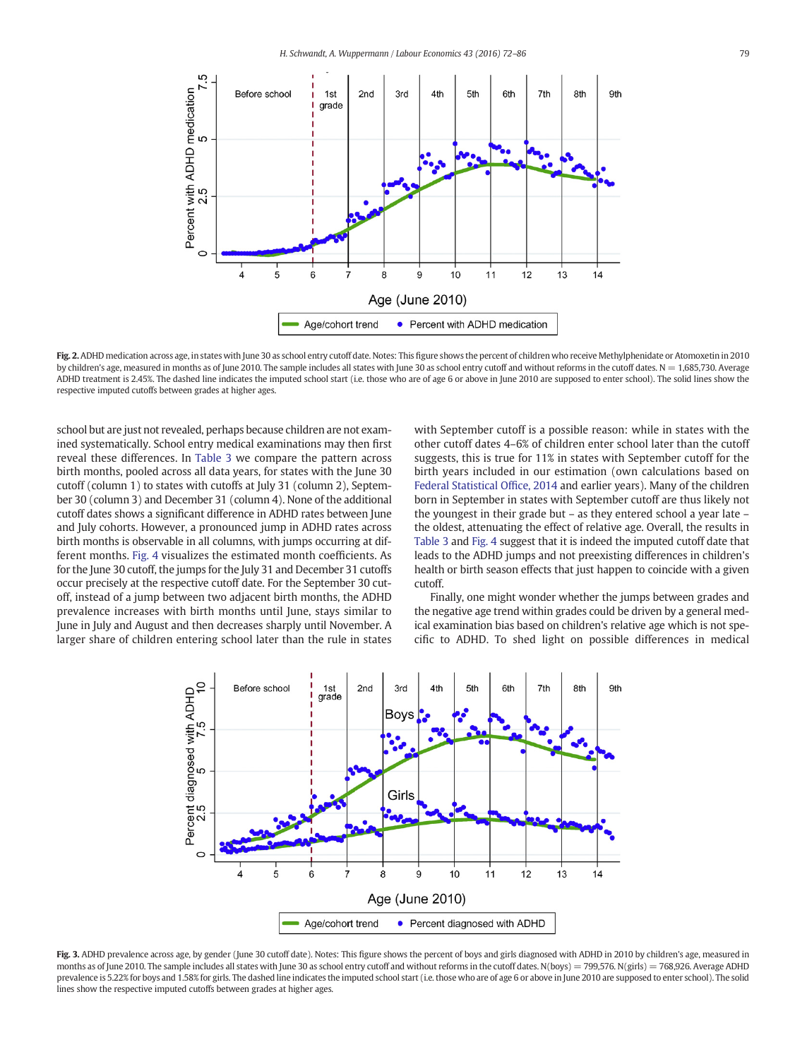**Fig. 2.** ADHD medication across age, in states with June 30 as school entry cutoff date. Notes: This figure shows the percent of children who receive Methylphenidate or Atomoxetin in 2010 by children's age, measured in months as of June 2010. The sample includes all states with June 30 as school entry cutoff and without reforms in the cutoff dates. N = 1,685,730. Average ADHD treatment is 2.45%. The dashed line indicates the imputed school start (i.e. those who are of age 6 or above in June 2010 are supposed to enter school). The solid lines show the respective imputed cutoffs between grades at higher ages.

school but are just not revealed, perhaps because children are not examined systematically. School entry medical examinations may then first reveal these differences. In Table 3 we compare the pattern across birth months, pooled across all data years, for states with the June 30 cutoff (column 1) to states with cutoffs at July 31 (column 2), September 30 (column 3) and December 31 (column 4). None of the additional cutoff dates shows a significant difference in ADHD rates between June and July cohorts. However, a pronounced jump in ADHD rates across birth months is observable in all columns, with jumps occurring at different months. Fig. 4 visualizes the estimated month coefficients. As for the June 30 cutoff, the jumps for the July 31 and December 31 cutoffs occur precisely at the respective cutoff date. For the September 30 cutoff, instead of a jump between two adjacent birth months, the ADHD prevalence increases with birth months until June, stays similar to June in July and August and then decreases sharply until November. A larger share of children entering school later than the rule in states with September cutoff is a possible reason: while in states with the other cutoff dates 4–6% of children enter school later than the cutoff suggests, this is true for 11% in states with September cutoff for the birth years included in our estimation (own calculations based on Federal Statistical Office, 2014 and earlier years). Many of the children born in September in states with September cutoff are thus likely not the youngest in their grade but – as they entered school a year late – the oldest, attenuating the effect of relative age. Overall, the results in Table 3 and Fig. 4 suggest that it is indeed the imputed cutoff date that leads to the ADHD jumps and not preexisting differences in children's health or birth season effects that just happen to coincide with a given cutoff.

Finally, one might wonder whether the jumps between grades and the negative age trend within grades could be driven by a general medical examination bias based on children's relative age which is not specific to ADHD. To shed light on possible differences in medical

**Fig. 3.** ADHD prevalence across age, by gender (June 30 cutoff date). Notes: This figure shows the percent of boys and girls diagnosed with ADHD in 2010 by children's age, measured in months as of June 2010. The sample includes all states with June 30 as school entry cutoff and without reforms in the cutoff dates. N(boys) = 799,576. N(girls) = 768,926. Average ADHD prevalence is 5.22% for boys and 1.58% for girls. The dashed line indicates the imputed school start (i.e. those who are of age 6 or above in June 2010 are supposed to enter school). The solid lines show the respective imputed cutoffs between grades at higher ages.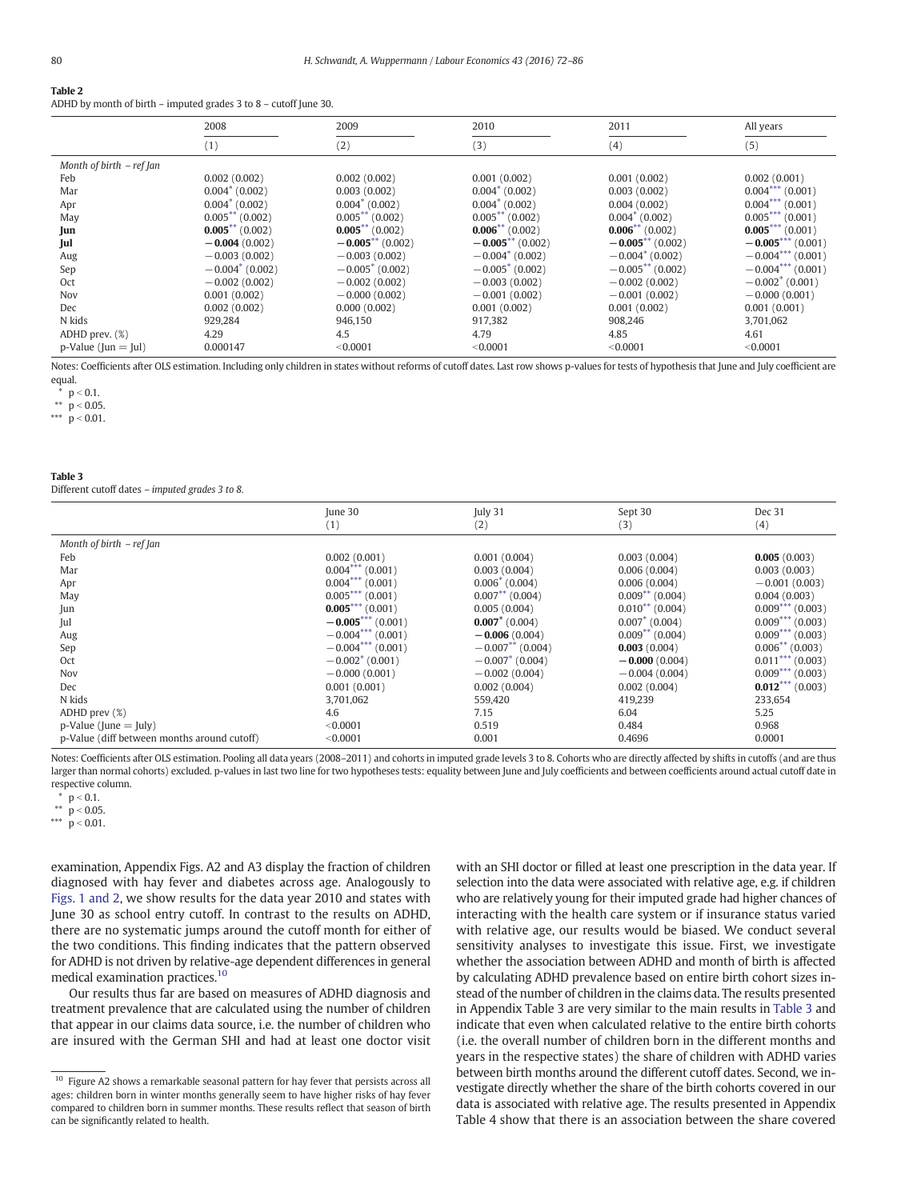**Table 2**
ADHD by month of birth – imputed grades 3 to 8 – cutoff June 30.

| | 2008 | 2009 | 2010 | 2011 | All years |
|---|---|---|---|---|---|
| | (1) | (2) | (3) | (4) | (5) |
| *Month of birth – ref Jan* | | | | | |
| Feb | 0.002 (0.002) | 0.002 (0.002) | 0.001 (0.002) | 0.001 (0.002) | 0.002 (0.001) |
| Mar | 0.004* (0.002) | 0.003 (0.002) | 0.004* (0.002) | 0.003 (0.002) | 0.004*** (0.001) |
| Apr | 0.004* (0.002) | 0.004* (0.002) | 0.004* (0.002) | 0.004 (0.002) | 0.004*** (0.001) |
| May | 0.005** (0.002) | 0.005** (0.002) | 0.005** (0.002) | 0.004* (0.002) | 0.005*** (0.001) |
| **Jun** | **0.005**** (0.002) | **0.005**** (0.002) | **0.006**** (0.002) | **0.006**** (0.002) | **0.005***** (0.001) |
| **Jul** | **−0.004** (0.002) | **−0.005**** (0.002) | **−0.005**** (0.002) | **−0.005**** (0.002) | **−0.005***** (0.001) |
| Aug | −0.003 (0.002) | −0.003 (0.002) | −0.004* (0.002) | −0.004* (0.002) | −0.004*** (0.001) |
| Sep | −0.004* (0.002) | −0.005* (0.002) | −0.005* (0.002) | −0.005** (0.002) | −0.004*** (0.001) |
| Oct | −0.002 (0.002) | −0.002 (0.002) | −0.003 (0.002) | −0.002 (0.002) | −0.002* (0.001) |
| Nov | 0.001 (0.002) | −0.000 (0.002) | −0.001 (0.002) | −0.001 (0.002) | −0.000 (0.001) |
| Dec | 0.002 (0.002) | 0.000 (0.002) | 0.001 (0.002) | 0.001 (0.002) | 0.001 (0.001) |
| N kids | 929,284 | 946,150 | 917,382 | 908,246 | 3,701,062 |
| ADHD prev. (%) | 4.29 | 4.5 | 4.79 | 4.85 | 4.61 |
| p-Value (Jun = Jul) | 0.000147 | <0.0001 | <0.0001 | <0.0001 | <0.0001 |

Notes: Coefficients after OLS estimation. Including only children in states without reforms of cutoff dates. Last row shows p-values for tests of hypothesis that June and July coefficient are equal.
\* $p < 0.1$.
\*\* $p < 0.05$.
\*\*\* $p < 0.01$.

**Table 3**
Different cutoff dates – *imputed grades 3 to 8.*

| | June 30 | July 31 | Sept 30 | Dec 31 |
|---|---|---|---|---|
| | (1) | (2) | (3) | (4) |
| *Month of birth – ref Jan* | | | | |
| Feb | 0.002 (0.001) | 0.001 (0.004) | 0.003 (0.004) | **0.005** (0.003) |
| Mar | 0.004*** (0.001) | 0.003 (0.004) | 0.006 (0.004) | 0.003 (0.003) |
| Apr | 0.004*** (0.001) | 0.006* (0.004) | 0.006 (0.004) | −0.001 (0.003) |
| May | 0.005*** (0.001) | 0.007** (0.004) | 0.009** (0.004) | 0.004 (0.003) |
| Jun | **0.005***** (0.001) | 0.005 (0.004) | 0.010** (0.004) | 0.009*** (0.003) |
| Jul | **−0.005***** (0.001) | **0.007*** (0.004) | 0.007* (0.004) | 0.009*** (0.003) |
| Aug | −0.004*** (0.001) | **−0.006** (0.004) | 0.009** (0.004) | 0.009*** (0.003) |
| Sep | −0.004*** (0.001) | −0.007** (0.004) | **0.003** (0.004) | 0.006** (0.003) |
| Oct | −0.002* (0.001) | −0.007* (0.004) | **−0.000** (0.004) | 0.011*** (0.003) |
| Nov | −0.000 (0.001) | −0.002 (0.004) | −0.004 (0.004) | 0.009*** (0.003) |
| Dec | 0.001 (0.001) | 0.002 (0.004) | 0.002 (0.004) | **0.012***** (0.003) |
| N kids | 3,701,062 | 559,420 | 419,239 | 233,654 |
| ADHD prev (%) | 4.6 | 7.15 | 6.04 | 5.25 |
| p-Value (June = July) | <0.0001 | 0.519 | 0.484 | 0.968 |
| p-Value (diff between months around cutoff) | <0.0001 | 0.001 | 0.4696 | 0.0001 |

Notes: Coefficients after OLS estimation. Pooling all data years (2008–2011) and cohorts in imputed grade levels 3 to 8. Cohorts who are directly affected by shifts in cutoffs (and are thus larger than normal cohorts) excluded. p-values in last two line for two hypotheses tests: equality between June and July coefficients and between coefficients around actual cutoff date in respective column.
\* $p < 0.1$.
\*\* $p < 0.05$.
\*\*\* $p < 0.01$.

examination, Appendix Figs. A2 and A3 display the fraction of children diagnosed with hay fever and diabetes across age. Analogously to Figs. 1 and 2, we show results for the data year 2010 and states with June 30 as school entry cutoff. In contrast to the results on ADHD, there are no systematic jumps around the cutoff month for either of the two conditions. This finding indicates that the pattern observed for ADHD is not driven by relative-age dependent differences in general medical examination practices.[10]

Our results thus far are based on measures of ADHD diagnosis and treatment prevalence that are calculated using the number of children that appear in our claims data source, i.e. the number of children who are insured with the German SHI and had at least one doctor visit with an SHI doctor or filled at least one prescription in the data year. If selection into the data were associated with relative age, e.g. if children who are relatively young for their imputed grade had higher chances of interacting with the health care system or if insurance status varied with relative age, our results would be biased. We conduct several sensitivity analyses to investigate this issue. First, we investigate whether the association between ADHD and month of birth is affected by calculating ADHD prevalence based on entire birth cohort sizes instead of the number of children in the claims data. The results presented in Appendix Table 3 are very similar to the main results in Table 3 and indicate that even when calculated relative to the entire birth cohorts (i.e. the overall number of children born in the different months and years in the respective states) the share of children with ADHD varies between birth months around the different cutoff dates. Second, we investigate directly whether the share of the birth cohorts covered in our data is associated with relative age. The results presented in Appendix Table 4 show that there is an association between the share covered

[10] Figure A2 shows a remarkable seasonal pattern for hay fever that persists across all ages: children born in winter months generally seem to have higher risks of hay fever compared to children born in summer months. These results reflect that season of birth can be significantly related to health.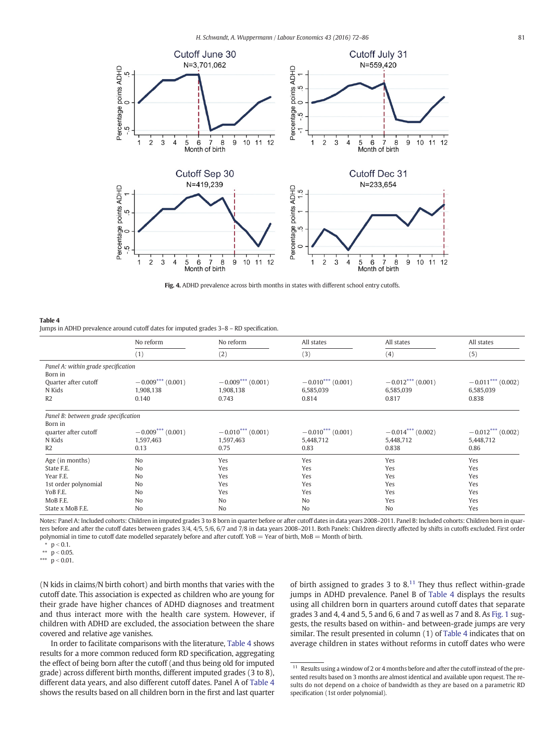Fig. 4. ADHD prevalence across birth months in states with different school entry cutoffs.

**Table 4**
Jumps in ADHD prevalence around cutoff dates for imputed grades 3–8 – RD specification.

| | No reform | No reform | All states | All states | All states |
|---|---|---|---|---|---|
| | (1) | (2) | (3) | (4) | (5) |
| *Panel A: within grade specification* | | | | | |
| Born in | | | | | |
| Quarter after cutoff | −0.009*** (0.001) | −0.009*** (0.001) | −0.010*** (0.001) | −0.012*** (0.001) | −0.011*** (0.002) |
| N Kids | 1,908,138 | 1,908,138 | 6,585,039 | 6,585,039 | 6,585,039 |
| R2 | 0.140 | 0.743 | 0.814 | 0.817 | 0.838 |
| *Panel B: between grade specification* | | | | | |
| Born in | | | | | |
| quarter after cutoff | −0.009*** (0.001) | −0.010*** (0.001) | −0.010*** (0.001) | −0.014*** (0.002) | −0.012*** (0.002) |
| N Kids | 1,597,463 | 1,597,463 | 5,448,712 | 5,448,712 | 5,448,712 |
| R2 | 0.13 | 0.75 | 0.83 | 0.838 | 0.86 |
| Age (in months) | No | Yes | Yes | Yes | Yes |
| State F.E. | No | Yes | Yes | Yes | Yes |
| Year F.E. | No | Yes | Yes | Yes | Yes |
| 1st order polynomial | No | Yes | Yes | Yes | Yes |
| YoB F.E. | No | Yes | Yes | Yes | Yes |
| MoB F.E. | No | No | No | Yes | Yes |
| State x MoB F.E. | No | No | No | No | Yes |

Notes: Panel A: Included cohorts: Children in imputed grades 3 to 8 born in quarter before or after cutoff dates in data years 2008–2011. Panel B: Included cohorts: Children born in quarters before and after the cutoff dates between grades 3/4, 4/5, 5/6, 6/7 and 7/8 in data years 2008–2011. Both Panels: Children directly affected by shifts in cutoffs excluded. First order polynomial in time to cutoff date modelled separately before and after cutoff. YoB = Year of birth, MoB = Month of birth.

\* $p < 0.1$.
\*\* $p < 0.05$.
\*\*\* $p < 0.01$.

(N kids in claims/N birth cohort) and birth months that varies with the cutoff date. This association is expected as children who are young for their grade have higher chances of ADHD diagnoses and treatment and thus interact more with the health care system. However, if children with ADHD are excluded, the association between the share covered and relative age vanishes.

In order to facilitate comparisons with the literature, Table 4 shows results for a more common reduced form RD specification, aggregating the effect of being born after the cutoff (and thus being old for imputed grade) across different birth months, different imputed grades (3 to 8), different data years, and also different cutoff dates. Panel A of Table 4 shows the results based on all children born in the first and last quarter of birth assigned to grades 3 to 8.[11] They thus reflect within-grade jumps in ADHD prevalence. Panel B of Table 4 displays the results using all children born in quarters around cutoff dates that separate grades 3 and 4, 4 and 5, 5 and 6, 6 and 7 as well as 7 and 8. As Fig. 1 suggests, the results based on within- and between-grade jumps are very similar. The result presented in column (1) of Table 4 indicates that on average children in states without reforms in cutoff dates who were

[11] Results using a window of 2 or 4 months before and after the cutoff instead of the presented results based on 3 months are almost identical and available upon request. The results do not depend on a choice of bandwidth as they are based on a parametric RD specification (1st order polynomial).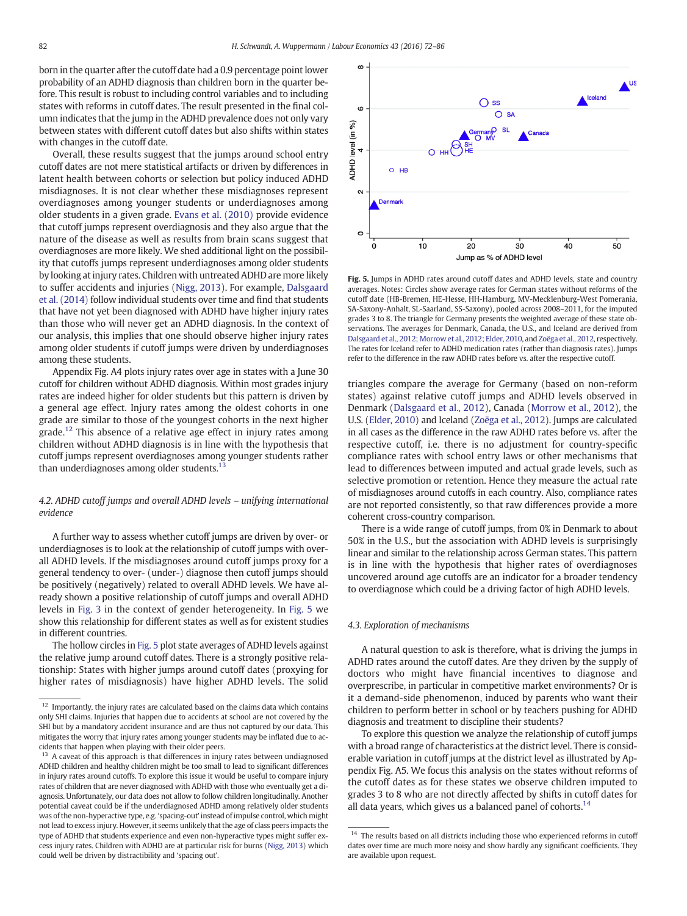born in the quarter after the cutoff date had a 0.9 percentage point lower probability of an ADHD diagnosis than children born in the quarter before. This result is robust to including control variables and to including states with reforms in cutoff dates. The result presented in the final column indicates that the jump in the ADHD prevalence does not only vary between states with different cutoff dates but also shifts within states with changes in the cutoff date.

Overall, these results suggest that the jumps around school entry cutoff dates are not mere statistical artifacts or driven by differences in latent health between cohorts or selection but policy induced ADHD misdiagnoses. It is not clear whether these misdiagnoses represent overdiagnoses among younger students or underdiagnoses among older students in a given grade. Evans et al. (2010) provide evidence that cutoff jumps represent overdiagnosis and they also argue that the nature of the disease as well as results from brain scans suggest that overdiagnoses are more likely. We shed additional light on the possibility that cutoffs jumps represent underdiagnoses among older students by looking at injury rates. Children with untreated ADHD are more likely to suffer accidents and injuries (Nigg, 2013). For example, Dalsgaard et al. (2014) follow individual students over time and find that students that have not yet been diagnosed with ADHD have higher injury rates than those who will never get an ADHD diagnosis. In the context of our analysis, this implies that one should observe higher injury rates among older students if cutoff jumps were driven by underdiagnoses among these students.

Appendix Fig. A4 plots injury rates over age in states with a June 30 cutoff for children without ADHD diagnosis. Within most grades injury rates are indeed higher for older students but this pattern is driven by a general age effect. Injury rates among the oldest cohorts in one grade are similar to those of the youngest cohorts in the next higher grade.[12] This absence of a relative age effect in injury rates among children without ADHD diagnosis is in line with the hypothesis that cutoff jumps represent overdiagnoses among younger students rather than underdiagnoses among older students.[13]

### 4.2. ADHD cutoff jumps and overall ADHD levels – unifying international evidence

A further way to assess whether cutoff jumps are driven by over- or underdiagnoses is to look at the relationship of cutoff jumps with overall ADHD levels. If the misdiagnoses around cutoff jumps proxy for a general tendency to over- (under-) diagnose then cutoff jumps should be positively (negatively) related to overall ADHD levels. We have already shown a positive relationship of cutoff jumps and overall ADHD levels in Fig. 3 in the context of gender heterogeneity. In Fig. 5 we show this relationship for different states as well as for existent studies in different countries.

The hollow circles in Fig. 5 plot state averages of ADHD levels against the relative jump around cutoff dates. There is a strongly positive relationship: States with higher jumps around cutoff dates (proxying for higher rates of misdiagnosis) have higher ADHD levels. The solid triangles compare the average for Germany (based on non-reform states) against relative cutoff jumps and ADHD levels observed in Denmark (Dalsgaard et al., 2012), Canada (Morrow et al., 2012), the U.S. (Elder, 2010) and Iceland (Zoëga et al., 2012). Jumps are calculated in all cases as the difference in the raw ADHD rates before vs. after the respective cutoff, i.e. there is no adjustment for country-specific compliance rates with school entry laws or other mechanisms that lead to differences between imputed and actual grade levels, such as selective promotion or retention. Hence they measure the actual rate of misdiagnoses around cutoffs in each country. Also, compliance rates are not reported consistently, so that raw differences provide a more coherent cross-country comparison.

**Fig. 5.** Jumps in ADHD rates around cutoff dates and ADHD levels, state and country averages. Notes: Circles show average rates for German states without reforms of the cutoff date (HB-Bremen, HE-Hesse, HH-Hamburg, MV-Mecklenburg-West Pomerania, SA-Saxony-Anhalt, SL-Saarland, SS-Saxony), pooled across 2008–2011, for the imputed grades 3 to 8. The triangle for Germany presents the weighted average of these state observations. The averages for Denmark, Canada, the U.S., and Iceland are derived from Dalsgaard et al., 2012; Morrow et al., 2012; Elder, 2010, and Zoëga et al., 2012, respectively. The rates for Iceland refer to ADHD medication rates (rather than diagnosis rates). Jumps refer to the difference in the raw ADHD rates before vs. after the respective cutoff.

There is a wide range of cutoff jumps, from 0% in Denmark to about 50% in the U.S., but the association with ADHD levels is surprisingly linear and similar to the relationship across German states. This pattern is in line with the hypothesis that higher rates of overdiagnoses uncovered around age cutoffs are an indicator for a broader tendency to overdiagnose which could be a driving factor of high ADHD levels.

### 4.3. Exploration of mechanisms

A natural question to ask is therefore, what is driving the jumps in ADHD rates around the cutoff dates. Are they driven by the supply of doctors who might have financial incentives to diagnose and overprescribe, in particular in competitive market environments? Or is it a demand-side phenomenon, induced by parents who want their children to perform better in school or by teachers pushing for ADHD diagnosis and treatment to discipline their students?

To explore this question we analyze the relationship of cutoff jumps with a broad range of characteristics at the district level. There is considerable variation in cutoff jumps at the district level as illustrated by Appendix Fig. A5. We focus this analysis on the states without reforms of the cutoff dates as for these states we observe children imputed to grades 3 to 8 who are not directly affected by shifts in cutoff dates for all data years, which gives us a balanced panel of cohorts.[14]

---

[12] Importantly, the injury rates are calculated based on the claims data which contains only SHI claims. Injuries that happen due to accidents at school are not covered by the SHI but by a mandatory accident insurance and are thus not captured by our data. This mitigates the worry that injury rates among younger students may be inflated due to accidents that happen when playing with their older peers.

[13] A caveat of this approach is that differences in injury rates between undiagnosed ADHD children and healthy children might be too small to lead to significant differences in injury rates around cutoffs. To explore this issue it would be useful to compare injury rates of children that are never diagnosed with ADHD with those who eventually get a diagnosis. Unfortunately, our data does not allow to follow children longitudinally. Another potential caveat could be if the underdiagnosed ADHD among relatively older students was of the non-hyperactive type, e.g. 'spacing-out' instead of impulse control, which might not lead to excess injury. However, it seems unlikely that the age of class peers impacts the type of ADHD that students experience and even non-hyperactive types might suffer excess injury rates. Children with ADHD are at particular risk for burns (Nigg, 2013) which could well be driven by distractibility and 'spacing out'.

[14] The results based on all districts including those who experienced reforms in cutoff dates over time are much more noisy and show hardly any significant coefficients. They are available upon request.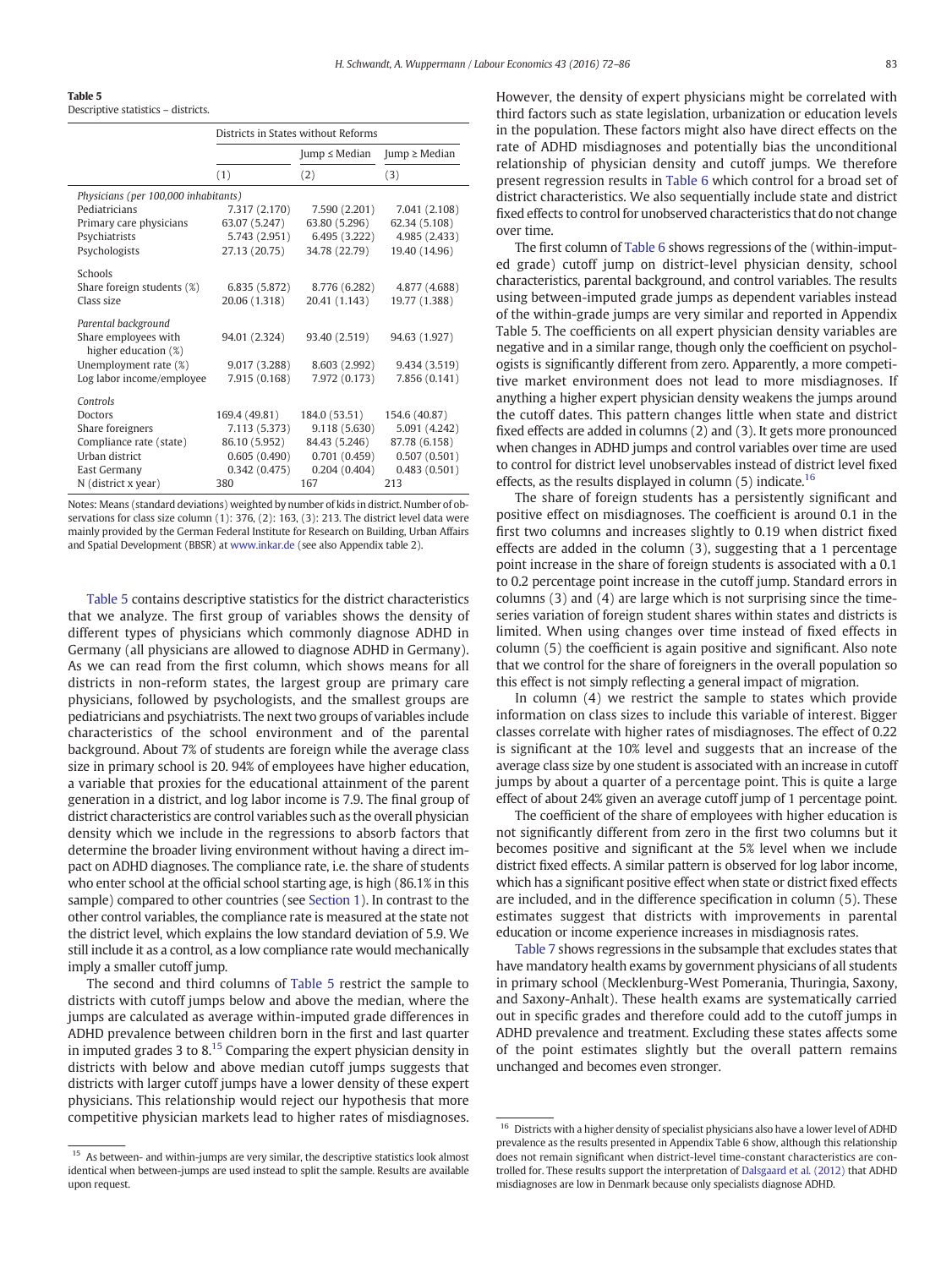**Table 5**
Descriptive statistics – districts.

| | Districts in States without Reforms | | |
|---|---|---|---|
| | | Jump ≤ Median | Jump ≥ Median |
| | (1) | (2) | (3) |
| *Physicians (per 100,000 inhabitants)* | | | |
| Pediatricians | 7.317 (2.170) | 7.590 (2.201) | 7.041 (2.108) |
| Primary care physicians | 63.07 (5.247) | 63.80 (5.296) | 62.34 (5.108) |
| Psychiatrists | 5.743 (2.951) | 6.495 (3.222) | 4.985 (2.433) |
| Psychologists | 27.13 (20.75) | 34.78 (22.79) | 19.40 (14.96) |
| Schools | | | |
| Share foreign students (%) | 6.835 (5.872) | 8.776 (6.282) | 4.877 (4.688) |
| Class size | 20.06 (1.318) | 20.41 (1.143) | 19.77 (1.388) |
| *Parental background* | | | |
| Share employees with higher education (%) | 94.01 (2.324) | 93.40 (2.519) | 94.63 (1.927) |
| Unemployment rate (%) | 9.017 (3.288) | 8.603 (2.992) | 9.434 (3.519) |
| Log labor income/employee | 7.915 (0.168) | 7.972 (0.173) | 7.856 (0.141) |
| *Controls* | | | |
| Doctors | 169.4 (49.81) | 184.0 (53.51) | 154.6 (40.87) |
| Share foreigners | 7.113 (5.373) | 9.118 (5.630) | 5.091 (4.242) |
| Compliance rate (state) | 86.10 (5.952) | 84.43 (5.246) | 87.78 (6.158) |
| Urban district | 0.605 (0.490) | 0.701 (0.459) | 0.507 (0.501) |
| East Germany | 0.342 (0.475) | 0.204 (0.404) | 0.483 (0.501) |
| N (district x year) | 380 | 167 | 213 |

Notes: Means (standard deviations) weighted by number of kids in district. Number of observations for class size column (1): 376, (2): 163, (3): 213. The district level data were mainly provided by the German Federal Institute for Research on Building, Urban Affairs and Spatial Development (BBSR) at www.inkar.de (see also Appendix table 2).

Table 5 contains descriptive statistics for the district characteristics that we analyze. The first group of variables shows the density of different types of physicians which commonly diagnose ADHD in Germany (all physicians are allowed to diagnose ADHD in Germany). As we can read from the first column, which shows means for all districts in non-reform states, the largest group are primary care physicians, followed by psychologists, and the smallest groups are pediatricians and psychiatrists. The next two groups of variables include characteristics of the school environment and of the parental background. About 7% of students are foreign while the average class size in primary school is 20. 94% of employees have higher education, a variable that proxies for the educational attainment of the parent generation in a district, and log labor income is 7.9. The final group of district characteristics are control variables such as the overall physician density which we include in the regressions to absorb factors that determine the broader living environment without having a direct impact on ADHD diagnoses. The compliance rate, i.e. the share of students who enter school at the official school starting age, is high (86.1% in this sample) compared to other countries (see Section 1). In contrast to the other control variables, the compliance rate is measured at the state not the district level, which explains the low standard deviation of 5.9. We still include it as a control, as a low compliance rate would mechanically imply a smaller cutoff jump.

The second and third columns of Table 5 restrict the sample to districts with cutoff jumps below and above the median, where the jumps are calculated as average within-imputed grade differences in ADHD prevalence between children born in the first and last quarter in imputed grades 3 to 8.[15] Comparing the expert physician density in districts with below and above median cutoff jumps suggests that districts with larger cutoff jumps have a lower density of these expert physicians. This relationship would reject our hypothesis that more competitive physician markets lead to higher rates of misdiagnoses. However, the density of expert physicians might be correlated with third factors such as state legislation, urbanization or education levels in the population. These factors might also have direct effects on the rate of ADHD misdiagnoses and potentially bias the unconditional relationship of physician density and cutoff jumps. We therefore present regression results in Table 6 which control for a broad set of district characteristics. We also sequentially include state and district fixed effects to control for unobserved characteristics that do not change over time.

The first column of Table 6 shows regressions of the (within-imputed grade) cutoff jump on district-level physician density, school characteristics, parental background, and control variables. The results using between-imputed grade jumps as dependent variables instead of the within-grade jumps are very similar and reported in Appendix Table 5. The coefficients on all expert physician density variables are negative and in a similar range, though only the coefficient on psychologists is significantly different from zero. Apparently, a more competitive market environment does not lead to more misdiagnoses. If anything a higher expert physician density weakens the jumps around the cutoff dates. This pattern changes little when state and district fixed effects are added in columns (2) and (3). It gets more pronounced when changes in ADHD jumps and control variables over time are used to control for district level unobservables instead of district level fixed effects, as the results displayed in column (5) indicate.[16]

The share of foreign students has a persistently significant and positive effect on misdiagnoses. The coefficient is around 0.1 in the first two columns and increases slightly to 0.19 when district fixed effects are added in the column (3), suggesting that a 1 percentage point increase in the share of foreign students is associated with a 0.1 to 0.2 percentage point increase in the cutoff jump. Standard errors in columns (3) and (4) are large which is not surprising since the time-series variation of foreign student shares within states and districts is limited. When using changes over time instead of fixed effects in column (5) the coefficient is again positive and significant. Also note that we control for the share of foreigners in the overall population so this effect is not simply reflecting a general impact of migration.

In column (4) we restrict the sample to states which provide information on class sizes to include this variable of interest. Bigger classes correlate with higher rates of misdiagnoses. The effect of 0.22 is significant at the 10% level and suggests that an increase of the average class size by one student is associated with an increase in cutoff jumps by about a quarter of a percentage point. This is quite a large effect of about 24% given an average cutoff jump of 1 percentage point.

The coefficient of the share of employees with higher education is not significantly different from zero in the first two columns but it becomes positive and significant at the 5% level when we include district fixed effects. A similar pattern is observed for log labor income, which has a significant positive effect when state or district fixed effects are included, and in the difference specification in column (5). These estimates suggest that districts with improvements in parental education or income experience increases in misdiagnosis rates.

Table 7 shows regressions in the subsample that excludes states that have mandatory health exams by government physicians of all students in primary school (Mecklenburg-West Pomerania, Thuringia, Saxony, and Saxony-Anhalt). These health exams are systematically carried out in specific grades and therefore could add to the cutoff jumps in ADHD prevalence and treatment. Excluding these states affects some of the point estimates slightly but the overall pattern remains unchanged and becomes even stronger.

[15] As between- and within-jumps are very similar, the descriptive statistics look almost identical when between-jumps are used instead to split the sample. Results are available upon request.

[16] Districts with a higher density of specialist physicians also have a lower level of ADHD prevalence as the results presented in Appendix Table 6 show, although this relationship does not remain significant when district-level time-constant characteristics are controlled for. These results support the interpretation of Dalsgaard et al. (2012) that ADHD misdiagnoses are low in Denmark because only specialists diagnose ADHD.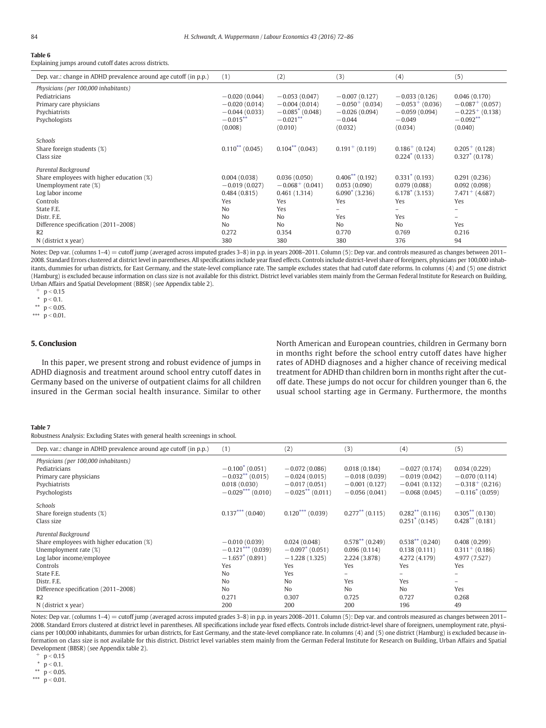**Table 6**

Explaining jumps around cutoff dates across districts.

| Dep. var.: change in ADHD prevalence around age cutoff (in p.p.) | (1) | (2) | (3) | (4) | (5) |
|---|---|---|---|---|---|
| *Physicians (per 100,000 inhabitants)* | | | | | |
| Pediatricians | −0.020 (0.044) | −0.053 (0.047) | −0.007 (0.127) | −0.033 (0.126) | 0.046 (0.170) |
| Primary care physicians | −0.020 (0.014) | −0.004 (0.014) | $-0.050^{+}$ (0.034) | $-0.053^{+}$ (0.036) | $-0.087^{+}$ (0.057) |
| Psychiatrists | −0.044 (0.033) | $-0.085^{*}$ (0.048) | −0.026 (0.094) | −0.059 (0.094) | $-0.225^{+}$ (0.138) |
| Psychologists | $-0.015^{**}$ (0.008) | $-0.021^{**}$ (0.010) | −0.044 (0.032) | −0.049 (0.034) | $-0.092^{**}$ (0.040) |
| *Schools* | | | | | |
| Share foreign students (%) | $0.110^{**}$ (0.045) | $0.104^{**}$ (0.043) | $0.191^{+}$ (0.119) | $0.186^{+}$ (0.124) | $0.205^{+}$ (0.128) |
| Class size | | | | $0.224^{*}$ (0.133) | $0.327^{*}$ (0.178) |
| *Parental Background* | | | | | |
| Share employees with higher education (%) | 0.004 (0.038) | 0.036 (0.050) | $0.406^{**}$ (0.192) | $0.331^{*}$ (0.193) | 0.291 (0.236) |
| Unemployment rate (%) | −0.019 (0.027) | $-0.068^{+}$ (0.041) | 0.053 (0.090) | 0.079 (0.088) | 0.092 (0.098) |
| Log labor income | 0.484 (0.815) | 0.461 (1.314) | $6.090^{*}$ (3.236) | $6.178^{*}$ (3.153) | $7.471^{+}$ (4.687) |
| Controls | Yes | Yes | Yes | Yes | Yes |
| State F.E. | No | Yes | – | – | – |
| Distr. F.E. | No | No | Yes | Yes | – |
| Difference specification (2011–2008) | No | No | No | No | Yes |
| R2 | 0.272 | 0.354 | 0.770 | 0.769 | 0.216 |
| N (district x year) | 380 | 380 | 380 | 376 | 94 |

Notes: Dep var. (columns 1–4) = cutoff jump (averaged across imputed grades 3–8) in p.p. in years 2008–2011. Column (5): Dep var. and controls measured as changes between 2011–2008. Standard Errors clustered at district level in parentheses. All specifications include year fixed effects. Controls include district-level share of foreigners, physicians per 100,000 inhabitants, dummies for urban districts, for East Germany, and the state-level compliance rate. The sample excludes states that had cutoff date reforms. In columns (4) and (5) one district (Hamburg) is excluded because information on class size is not available for this district. District level variables stem mainly from the German Federal Institute for Research on Building, Urban Affairs and Spatial Development (BBSR) (see Appendix table 2).

$^{+}$ $p < 0.15$

$^{*}$ $p < 0.1$.

$^{**}$ $p < 0.05$.

$^{***}$ $p < 0.01$.

## 5. Conclusion

In this paper, we present strong and robust evidence of jumps in ADHD diagnosis and treatment around school entry cutoff dates in Germany based on the universe of outpatient claims for all children insured in the German social health insurance. Similar to other North American and European countries, children in Germany born in months right before the school entry cutoff dates have higher rates of ADHD diagnoses and a higher chance of receiving medical treatment for ADHD than children born in months right after the cutoff date. These jumps do not occur for children younger than 6, the usual school starting age in Germany. Furthermore, the months

**Table 7**

Robustness Analysis: Excluding States with general health screenings in school.

| Dep. var.: change in ADHD prevalence around age cutoff (in p.p.) | (1) | (2) | (3) | (4) | (5) |
|---|---|---|---|---|---|
| *Physicians (per 100,000 inhabitants)* | | | | | |
| Pediatricians | $-0.100^{*}$ (0.051) | −0.072 (0.086) | 0.018 (0.184) | −0.027 (0.174) | 0.034 (0.229) |
| Primary care physicians | $-0.032^{**}$ (0.015) | −0.024 (0.015) | −0.018 (0.039) | −0.019 (0.042) | −0.070 (0.114) |
| Psychiatrists | 0.018 (0.030) | −0.017 (0.051) | −0.001 (0.127) | −0.041 (0.132) | $-0.318^{+}$ (0.216) |
| Psychologists | $-0.029^{***}$ (0.010) | $-0.025^{**}$ (0.011) | −0.056 (0.041) | −0.068 (0.045) | $-0.116^{*}$ (0.059) |
| *Schools* | | | | | |
| Share foreign students (%) | $0.137^{***}$ (0.040) | $0.120^{***}$ (0.039) | $0.277^{**}$ (0.115) | $0.282^{**}$ (0.116) | $0.305^{**}$ (0.130) |
| Class size | | | | $0.251^{*}$ (0.145) | $0.428^{**}$ (0.181) |
| *Parental Background* | | | | | |
| Share employees with higher education (%) | −0.010 (0.039) | 0.024 (0.048) | $0.578^{**}$ (0.249) | $0.538^{**}$ (0.240) | 0.408 (0.299) |
| Unemployment rate (%) | $-0.121^{***}$ (0.039) | $-0.097^{*}$ (0.051) | 0.096 (0.114) | 0.138 (0.111) | $0.311^{+}$ (0.186) |
| Log labor income/employee | $-1.657^{*}$ (0.891) | −1.228 (1.325) | 2.224 (3.878) | 4.272 (4.179) | 4.977 (7.527) |
| Controls | Yes | Yes | Yes | Yes | Yes |
| State F.E. | No | Yes | – | – | – |
| Distr. F.E. | No | No | Yes | Yes | – |
| Difference specification (2011–2008) | No | No | No | No | Yes |
| R2 | 0.271 | 0.307 | 0.725 | 0.727 | 0.268 |
| N (district x year) | 200 | 200 | 200 | 196 | 49 |

Notes: Dep var. (columns 1–4) = cutoff jump (averaged across imputed grades 3–8) in p.p. in years 2008–2011. Column (5): Dep var. and controls measured as changes between 2011–2008. Standard Errors clustered at district level in parentheses. All specifications include year fixed effects. Controls include district-level share of foreigners, unemployment rate, physicians per 100,000 inhabitants, dummies for urban districts, for East Germany, and the state-level compliance rate. In columns (4) and (5) one district (Hamburg) is excluded because information on class size is not available for this district. District level variables stem mainly from the German Federal Institute for Research on Building, Urban Affairs and Spatial Development (BBSR) (see Appendix table 2).

$^{+}$ $p < 0.15$

$^{*}$ $p < 0.1$.

$^{**}$ $p < 0.05$.

$^{***}$ $p < 0.01$.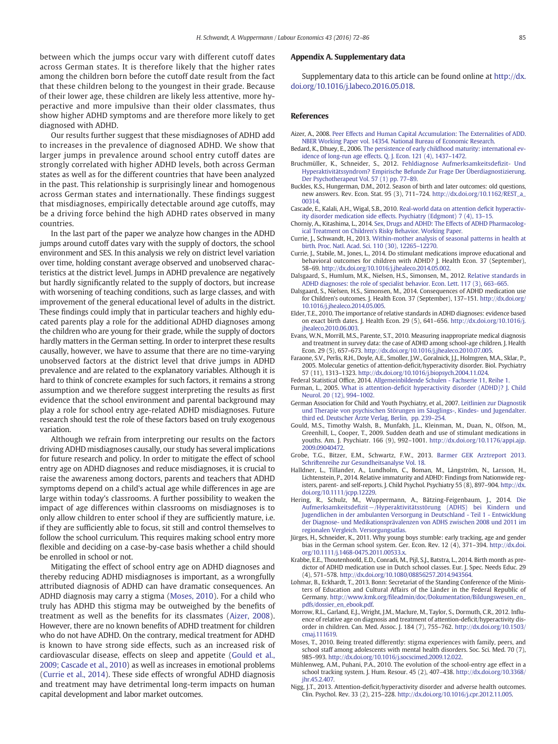between which the jumps occur vary with different cutoff dates across German states. It is therefore likely that the higher rates among the children born before the cutoff date result from the fact that these children belong to the youngest in their grade. Because of their lower age, these children are likely less attentive, more hyperactive and more impulsive than their older classmates, thus show higher ADHD symptoms and are therefore more likely to get diagnosed with ADHD.

Our results further suggest that these misdiagnoses of ADHD add to increases in the prevalence of diagnosed ADHD. We show that larger jumps in prevalence around school entry cutoff dates are strongly correlated with higher ADHD levels, both across German states as well as for the different countries that have been analyzed in the past. This relationship is surprisingly linear and homogenous across German states and internationally. These findings suggest that misdiagnoses, empirically detectable around age cutoffs, may be a driving force behind the high ADHD rates observed in many countries.

In the last part of the paper we analyze how changes in the ADHD jumps around cutoff dates vary with the supply of doctors, the school environment and SES. In this analysis we rely on district level variation over time, holding constant average observed and unobserved characteristics at the district level. Jumps in ADHD prevalence are negatively but hardly significantly related to the supply of doctors, but increase with worsening of teaching conditions, such as large classes, and with improvement of the general educational level of adults in the district. These findings could imply that in particular teachers and highly educated parents play a role for the additional ADHD diagnoses among the children who are young for their grade, while the supply of doctors hardly matters in the German setting. In order to interpret these results causally, however, we have to assume that there are no time-varying unobserved factors at the district level that drive jumps in ADHD prevalence and are related to the explanatory variables. Although it is hard to think of concrete examples for such factors, it remains a strong assumption and we therefore suggest interpreting the results as first evidence that the school environment and parental background may play a role for school entry age-related ADHD misdiagnoses. Future research should test the role of these factors based on truly exogenous variation.

Although we refrain from interpreting our results on the factors driving ADHD misdiagnoses causally, our study has several implications for future research and policy. In order to mitigate the effect of school entry age on ADHD diagnoses and reduce misdiagnoses, it is crucial to raise the awareness among doctors, parents and teachers that ADHD symptoms depend on a child's actual age while differences in age are large within today's classrooms. A further possibility to weaken the impact of age differences within classrooms on misdiagnoses is to only allow children to enter school if they are sufficiently mature, i.e. if they are sufficiently able to focus, sit still and control themselves to follow the school curriculum. This requires making school entry more flexible and deciding on a case-by-case basis whether a child should be enrolled in school or not.

Mitigating the effect of school entry age on ADHD diagnoses and thereby reducing ADHD misdiagnoses is important, as a wrongfully attributed diagnosis of ADHD can have dramatic consequences. An ADHD diagnosis may carry a stigma (Moses, 2010). For a child who truly has ADHD this stigma may be outweighed by the benefits of treatment as well as the benefits for its classmates (Aizer, 2008). However, there are no known benefits of ADHD treatment for children who do not have ADHD. On the contrary, medical treatment for ADHD is known to have strong side effects, such as an increased risk of cardiovascular disease, effects on sleep and appetite (Gould et al., 2009; Cascade et al., 2010) as well as increases in emotional problems (Currie et al., 2014). These side effects of wrongful ADHD diagnosis and treatment may have detrimental long-term impacts on human capital development and labor market outcomes.

## Appendix A. Supplementary data

Supplementary data to this article can be found online at http://dx.doi.org/10.1016/j.labeco.2016.05.018.

## References

Aizer, A., 2008. Peer Effects and Human Capital Accumulation: The Externalities of ADD. NBER Working Paper vol. 14354. National Bureau of Economic Research.

Bedard, K., Dhuey, E., 2006. The persistence of early childhood maturity: international evidence of long-run age effects. Q. J. Econ. 121 (4), 1437–1472.

Bruchmüller, K., Schneider, S., 2012. Fehldiagnose Aufmerksamkeitsdefizit- Und Hyperaktivitätssyndrom? Empirische Befunde Zur Frage Der Überdiagnostizierung. Der Psychotherapeut Vol. 57 (1) pp. 77–89.

Buckles, K.S., Hungerman, D.M., 2012. Season of birth and later outcomes: old questions, new answers. Rev. Econ. Stat. 95 (3), 711–724. http://dx.doi.org/10.1162/REST_a_00314.

Cascade, E., Kalali, A.H., Wigal, S.B., 2010. Real-world data on attention deficit hyperactivity disorder medication side effects. Psychiatry (Edgmont) 7 (4), 13–15.

Chorniy, A., Kitashima, L., 2014. Sex, Drugs and ADHD: The Effects of ADHD Pharmacological Treatment on Children's Risky Behavior. Working Paper.

Currie, J., Schwandt, H., 2013. Within-mother analysis of seasonal patterns in health at birth. Proc. Natl. Acad. Sci. 110 (30), 12265–12270.

Currie, J., Stabile, M., Jones, L., 2014. Do stimulant medications improve educational and behavioral outcomes for children with ADHD? J. Health Econ. 37 (September), 58–69. http://dx.doi.org/10.1016/j.jhealeco.2014.05.002.

Dalsgaard, S., Humlum, M.K., Nielsen, H.S., Simonsen, M., 2012. Relative standards in ADHD diagnoses: the role of specialist behavior. Econ. Lett. 117 (3), 663–665.

Dalsgaard, S., Nielsen, H.S., Simonsen, M., 2014. Consequences of ADHD medication use for Children's outcomes. J. Health Econ. 37 (September), 137–151. http://dx.doi.org/10.1016/j.jhealeco.2014.05.005.

Elder, T.E., 2010. The importance of relative standards in ADHD diagnoses: evidence based on exact birth dates. J. Health Econ. 29 (5), 641–656. http://dx.doi.org/10.1016/j.jhealeco.2010.06.003.

Evans, W.N., Morrill, M.S., Parente, S.T., 2010. Measuring inappropriate medical diagnosis and treatment in survey data: the case of ADHD among school-age children. J. Health Econ. 29 (5), 657–673. http://dx.doi.org/10.1016/j.jhealeco.2010.07.005.

Faraone, S.V., Perlis, R.H., Doyle, A.E., Smoller, J.W., Goralnick, J.J., Holmgren, M.A., Sklar, P., 2005. Molecular genetics of attention-deficit/hyperactivity disorder. Biol. Psychiatry 57 (11), 1313–1323. http://dx.doi.org/10.1016/j.biopsych.2004.11.024.

Federal Statistical Office, 2014. Allgemeinbildende Schulen - Fachserie 11, Reihe 1.

Furman, L., 2005. What is attention-deficit hyperactivity disorder (ADHD)? J. Child Neurol. 20 (12), 994–1002.

German Association for Child and Youth Psychiatry, et al., 2007. Leitlinien zur Diagnostik und Therapie von psychischen Störungen im Säuglings-, Kindes- und Jugendalter. third ed. Deutscher Ärzte Verlag, Berlin, pp. 239–254.

Gould, M.S., Timothy Walsh, B., Munfakh, J.L., Kleinman, M., Duan, N., Olfson, M., Greenhill, L., Cooper, T., 2009. Sudden death and use of stimulant medications in youths. Am. J. Psychiatr. 166 (9), 992–1001. http://dx.doi.org/10.1176/appi.ajp.2009.09040472.

Grobe, T.G., Bitzer, E.M., Schwartz, F.W., 2013. Barmer GEK Arztreport 2013. Schriftenreihe zur Gesundheitsanalyse Vol. 18.

Halldner, L., Tillander, A., Lundholm, C., Boman, M., Långström, N., Larsson, H., Lichtenstein, P., 2014. Relative immaturity and ADHD: Findings from Nationwide registers, parent- and self-reports. J. Child Psychol. Psychiatry 55 (8), 897–904. http://dx.doi.org/10.1111/jcpp.12229.

Hering, R., Schulz, M., Wuppermann, A., Bätzing-Feigenbaum, J., 2014. Die Aufmerksamkeitsdefizit—/Hyperaktivitätsstörung (ADHS) bei Kindern und Jugendlichen in der ambulanten Versorgung in Deutschland - Teil 1 - Entwicklung der Diagnose- und Medikationsprävalenzen von ADHS zwischen 2008 und 2011 im regionalen Vergleich. Versorgungsatlas.

Jürges, H., Schneider, K., 2011. Why young boys stumble: early tracking, age and gender bias in the German school system. Ger. Econ. Rev. 12 (4), 371–394. http://dx.doi.org/10.1111/j.1468-0475.2011.00533.x.

Krabbe, E.E., Thoutenhoofd, E.D., Conradi, M., Pijl, S.J., Batstra, L., 2014. Birth month as predictor of ADHD medication use in Dutch school classes. Eur. J. Spec. Needs Educ. 29 (4), 571–578. http://dx.doi.org/10.1080/08856257.2014.943564.

Lohmar, B., Eckhardt, T., 2013. Bonn: Secretariat of the Standing Conference of the Ministers of Education and Cultural Affairs of the Länder in the Federal Republic of Germany. http://www.kmk.org/fileadmin/doc/Dokumentation/Bildungswesen_en_pdfs/dossier_en_ebook.pdf.

Morrow, R.L., Garland, E.J., Wright, J.M., Maclure, M., Taylor, S., Dormuth, C.R., 2012. Influence of relative age on diagnosis and treatment of attention-deficit/hyperactivity disorder in children. Can. Med. Assoc. J. 184 (7), 755–762. http://dx.doi.org/10.1503/cmaj.111619.

Moses, T., 2010. Being treated differently: stigma experiences with family, peers, and school staff among adolescents with mental health disorders. Soc. Sci. Med. 70 (7), 985–993. http://dx.doi.org/10.1016/j.socscimed.2009.12.022.

Mühlenweg, A.M., Puhani, P.A., 2010. The evolution of the school-entry age effect in a school tracking system. J. Hum. Resour. 45 (2), 407–438. http://dx.doi.org/10.3368/jhr.45.2.407.

Nigg, J.T., 2013. Attention-deficit/hyperactivity disorder and adverse health outcomes. Clin. Psychol. Rev. 33 (2), 215–228. http://dx.doi.org/10.1016/j.cpr.2012.11.005.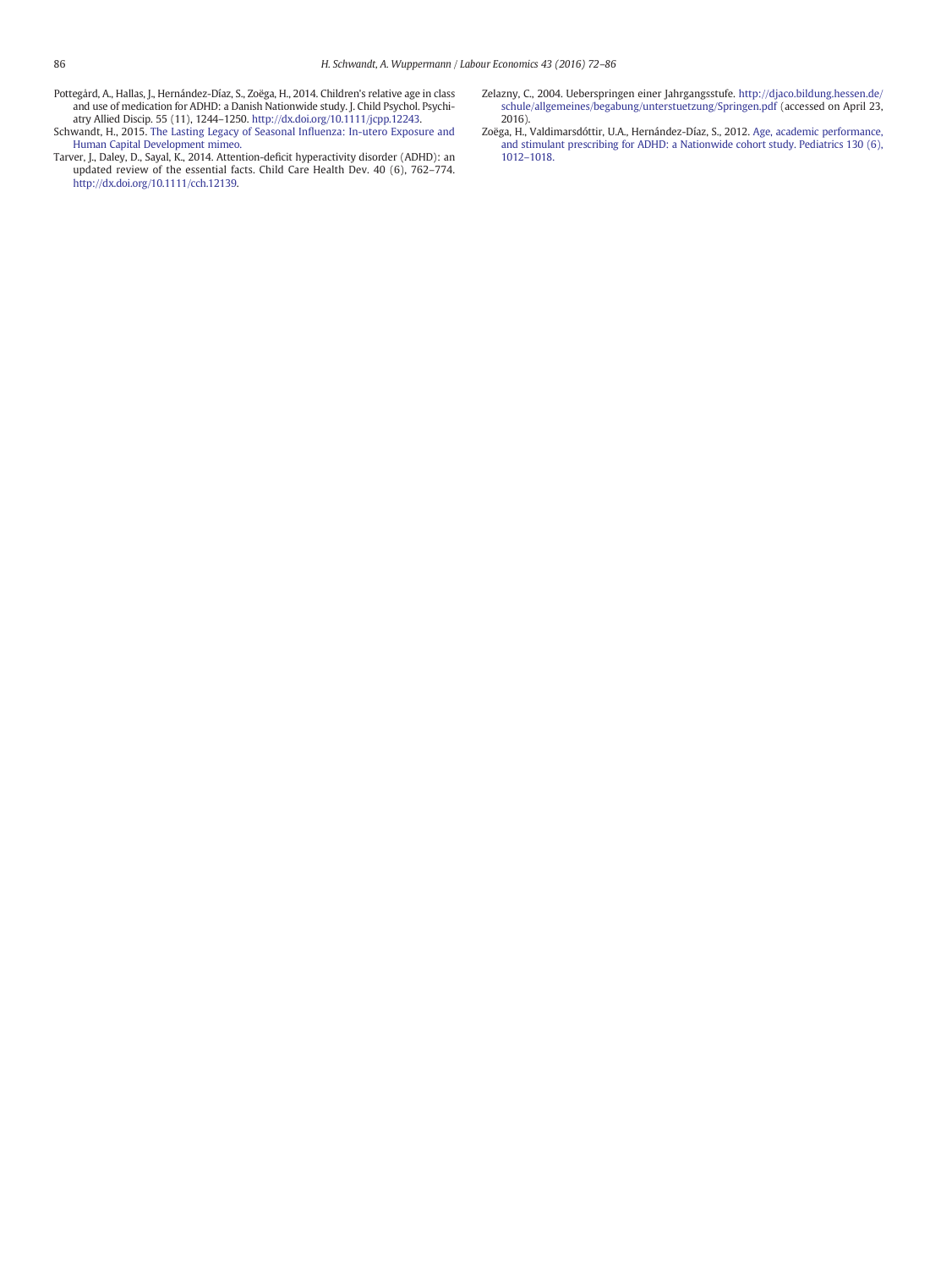- Pottegård, A., Hallas, J., Hernández-Díaz, S., Zoëga, H., 2014. Children's relative age in class and use of medication for ADHD: a Danish Nationwide study. J. Child Psychol. Psychiatry Allied Discip. 55 (11), 1244–1250. http://dx.doi.org/10.1111/jcpp.12243.
- Schwandt, H., 2015. The Lasting Legacy of Seasonal Influenza: In-utero Exposure and Human Capital Development mimeo.
- Tarver, J., Daley, D., Sayal, K., 2014. Attention-deficit hyperactivity disorder (ADHD): an updated review of the essential facts. Child Care Health Dev. 40 (6), 762–774. http://dx.doi.org/10.1111/cch.12139.
- Zelazny, C., 2004. Ueberspringen einer Jahrgangsstufe. http://djaco.bildung.hessen.de/schule/allgemeines/begabung/unterstuetzung/Springen.pdf (accessed on April 23, 2016).
- Zoëga, H., Valdimarsdóttir, U.A., Hernández-Díaz, S., 2012. Age, academic performance, and stimulant prescribing for ADHD: a Nationwide cohort study. Pediatrics 130 (6), 1012–1018.